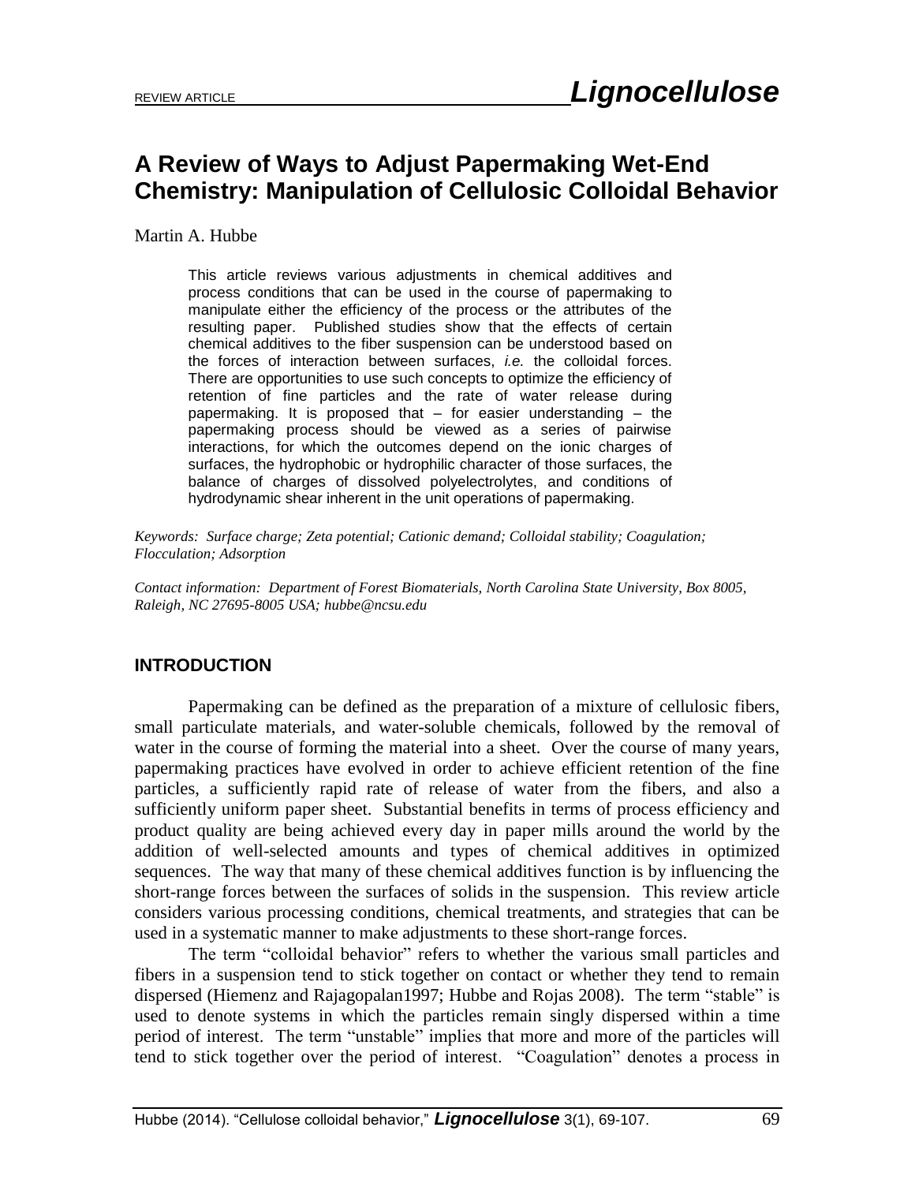REVIEW ARTICLE **Lignocellulose**

# A Review of Ways to Adjust Papermaking Wet-End Chemistry: Manipulation of Cellulosic Colloidal Behavior

Martin A. Hubbe

> This article reviews various adjustments in chemical additives and process conditions that can be used in the course of papermaking to manipulate either the efficiency of the process or the attributes of the resulting paper. Published studies show that the effects of certain chemical additives to the fiber suspension can be understood based on the forces of interaction between surfaces, *i.e.* the colloidal forces. There are opportunities to use such concepts to optimize the efficiency of retention of fine particles and the rate of water release during papermaking. It is proposed that – for easier understanding – the papermaking process should be viewed as a series of pairwise interactions, for which the outcomes depend on the ionic charges of surfaces, the hydrophobic or hydrophilic character of those surfaces, the balance of charges of dissolved polyelectrolytes, and conditions of hydrodynamic shear inherent in the unit operations of papermaking.

*Keywords: Surface charge; Zeta potential; Cationic demand; Colloidal stability; Coagulation; Flocculation; Adsorption*

*Contact information: Department of Forest Biomaterials, North Carolina State University, Box 8005, Raleigh, NC 27695-8005 USA; hubbe@ncsu.edu*

## INTRODUCTION

Papermaking can be defined as the preparation of a mixture of cellulosic fibers, small particulate materials, and water-soluble chemicals, followed by the removal of water in the course of forming the material into a sheet. Over the course of many years, papermaking practices have evolved in order to achieve efficient retention of the fine particles, a sufficiently rapid rate of release of water from the fibers, and also a sufficiently uniform paper sheet. Substantial benefits in terms of process efficiency and product quality are being achieved every day in paper mills around the world by the addition of well-selected amounts and types of chemical additives in optimized sequences. The way that many of these chemical additives function is by influencing the short-range forces between the surfaces of solids in the suspension. This review article considers various processing conditions, chemical treatments, and strategies that can be used in a systematic manner to make adjustments to these short-range forces.

The term "colloidal behavior" refers to whether the various small particles and fibers in a suspension tend to stick together on contact or whether they tend to remain dispersed (Hiemenz and Rajagopalan1997; Hubbe and Rojas 2008). The term "stable" is used to denote systems in which the particles remain singly dispersed within a time period of interest. The term "unstable" implies that more and more of the particles will tend to stick together over the period of interest. "Coagulation" denotes a process in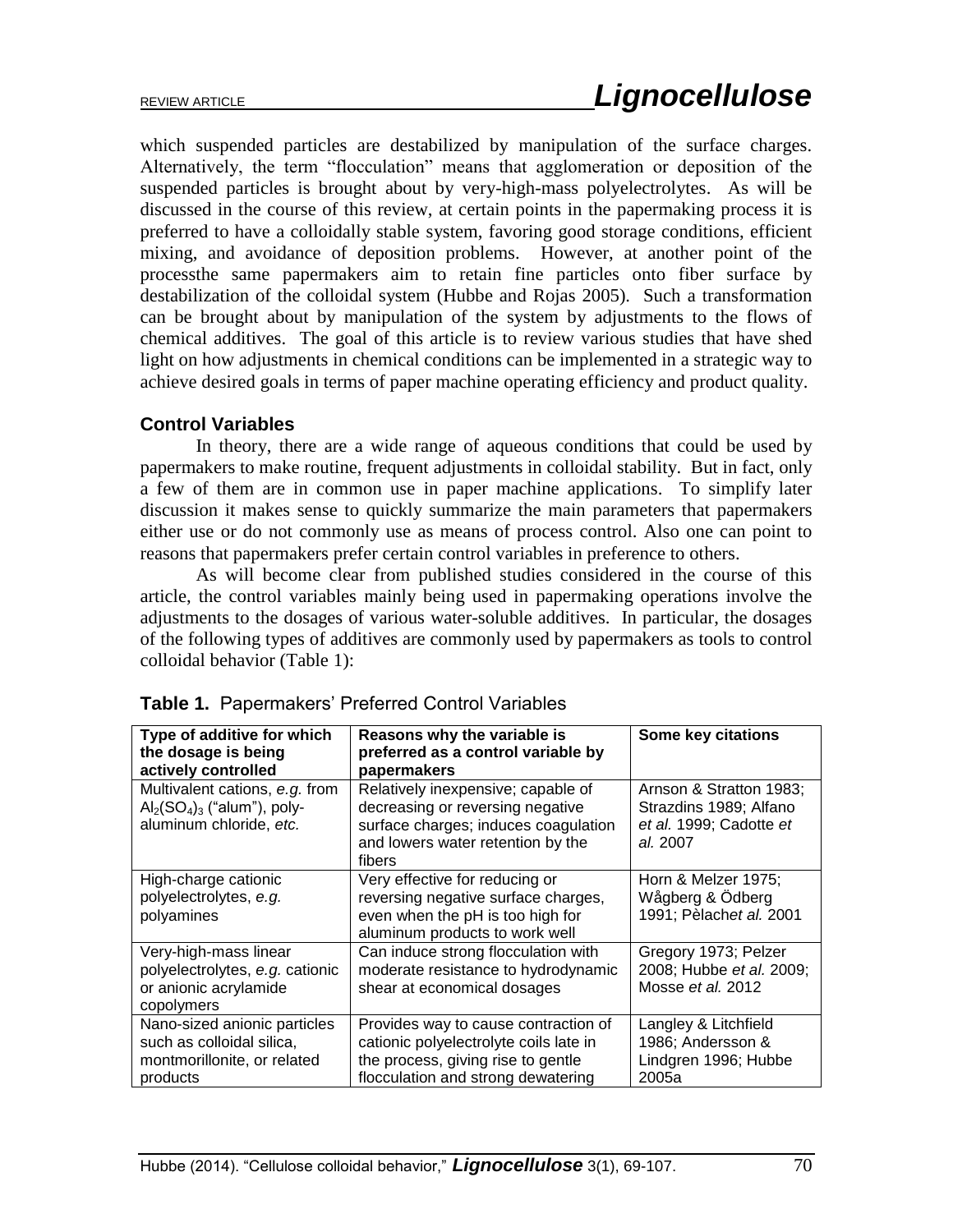which suspended particles are destabilized by manipulation of the surface charges. Alternatively, the term "flocculation" means that agglomeration or deposition of the suspended particles is brought about by very-high-mass polyelectrolytes. As will be discussed in the course of this review, at certain points in the papermaking process it is preferred to have a colloidally stable system, favoring good storage conditions, efficient mixing, and avoidance of deposition problems. However, at another point of the processthe same papermakers aim to retain fine particles onto fiber surface by destabilization of the colloidal system (Hubbe and Rojas 2005). Such a transformation can be brought about by manipulation of the system by adjustments to the flows of chemical additives. The goal of this article is to review various studies that have shed light on how adjustments in chemical conditions can be implemented in a strategic way to achieve desired goals in terms of paper machine operating efficiency and product quality.

## Control Variables

In theory, there are a wide range of aqueous conditions that could be used by papermakers to make routine, frequent adjustments in colloidal stability. But in fact, only a few of them are in common use in paper machine applications. To simplify later discussion it makes sense to quickly summarize the main parameters that papermakers either use or do not commonly use as means of process control. Also one can point to reasons that papermakers prefer certain control variables in preference to others.

As will become clear from published studies considered in the course of this article, the control variables mainly being used in papermaking operations involve the adjustments to the dosages of various water-soluble additives. In particular, the dosages of the following types of additives are commonly used by papermakers as tools to control colloidal behavior (Table 1):

**Table 1.** Papermakers' Preferred Control Variables

| Type of additive for which the dosage is being actively controlled | Reasons why the variable is preferred as a control variable by papermakers | Some key citations |
|---|---|---|
| Multivalent cations, *e.g.* from $Al_2(SO_4)_3$ ("alum"), poly-aluminum chloride, *etc.* | Relatively inexpensive; capable of decreasing or reversing negative surface charges; induces coagulation and lowers water retention by the fibers | Arnson & Stratton 1983; Strazdins 1989; Alfano *et al.* 1999; Cadotte *et al.* 2007 |
| High-charge cationic polyelectrolytes, *e.g.* polyamines | Very effective for reducing or reversing negative surface charges, even when the pH is too high for aluminum products to work well | Horn & Melzer 1975; Wågberg & Ödberg 1991; Pèlach*et al.* 2001 |
| Very-high-mass linear polyelectrolytes, *e.g.* cationic or anionic acrylamide copolymers | Can induce strong flocculation with moderate resistance to hydrodynamic shear at economical dosages | Gregory 1973; Pelzer 2008; Hubbe *et al.* 2009; Mosse *et al.* 2012 |
| Nano-sized anionic particles such as colloidal silica, montmorillonite, or related products | Provides way to cause contraction of cationic polyelectrolyte coils late in the process, giving rise to gentle flocculation and strong dewatering | Langley & Litchfield 1986; Andersson & Lindgren 1996; Hubbe 2005a |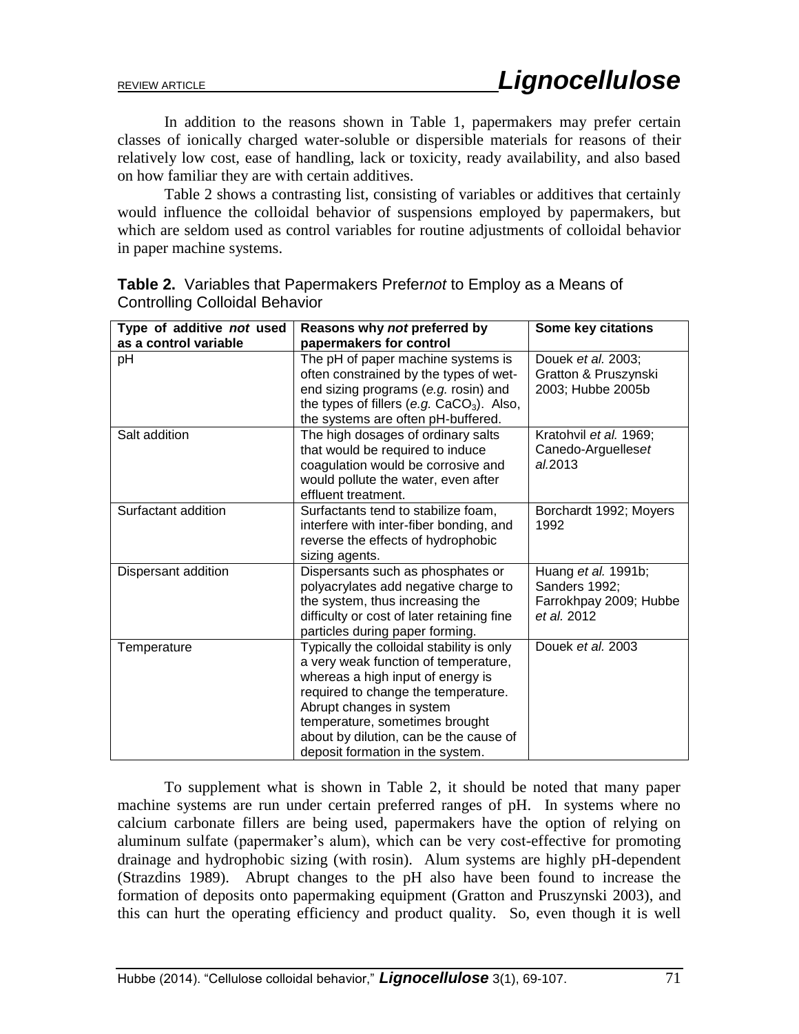In addition to the reasons shown in Table 1, papermakers may prefer certain classes of ionically charged water-soluble or dispersible materials for reasons of their relatively low cost, ease of handling, lack or toxicity, ready availability, and also based on how familiar they are with certain additives.

Table 2 shows a contrasting list, consisting of variables or additives that certainly would influence the colloidal behavior of suspensions employed by papermakers, but which are seldom used as control variables for routine adjustments of colloidal behavior in paper machine systems.

**Table 2.** Variables that Papermakers Prefer*not* to Employ as a Means of Controlling Colloidal Behavior

| Type of additive *not* used as a control variable | Reasons why *not* preferred by papermakers for control | Some key citations |
|---|---|---|
| pH | The pH of paper machine systems is often constrained by the types of wet-end sizing programs (*e.g.* rosin) and the types of fillers (*e.g.* $CaCO_3$). Also, the systems are often pH-buffered. | Douek *et al.* 2003; Gratton & Pruszynski 2003; Hubbe 2005b |
| Salt addition | The high dosages of ordinary salts that would be required to induce coagulation would be corrosive and would pollute the water, even after effluent treatment. | Kratohvil *et al.* 1969; Canedo-Arguelles*et al.*2013 |
| Surfactant addition | Surfactants tend to stabilize foam, interfere with inter-fiber bonding, and reverse the effects of hydrophobic sizing agents. | Borchardt 1992; Moyers 1992 |
| Dispersant addition | Dispersants such as phosphates or polyacrylates add negative charge to the system, thus increasing the difficulty or cost of later retaining fine particles during paper forming. | Huang *et al.* 1991b; Sanders 1992; Farrokhpay 2009; Hubbe *et al.* 2012 |
| Temperature | Typically the colloidal stability is only a very weak function of temperature, whereas a high input of energy is required to change the temperature. Abrupt changes in system temperature, sometimes brought about by dilution, can be the cause of deposit formation in the system. | Douek *et al.* 2003 |

To supplement what is shown in Table 2, it should be noted that many paper machine systems are run under certain preferred ranges of pH. In systems where no calcium carbonate fillers are being used, papermakers have the option of relying on aluminum sulfate (papermaker's alum), which can be very cost-effective for promoting drainage and hydrophobic sizing (with rosin). Alum systems are highly pH-dependent (Strazdins 1989). Abrupt changes to the pH also have been found to increase the formation of deposits onto papermaking equipment (Gratton and Pruszynski 2003), and this can hurt the operating efficiency and product quality. So, even though it is well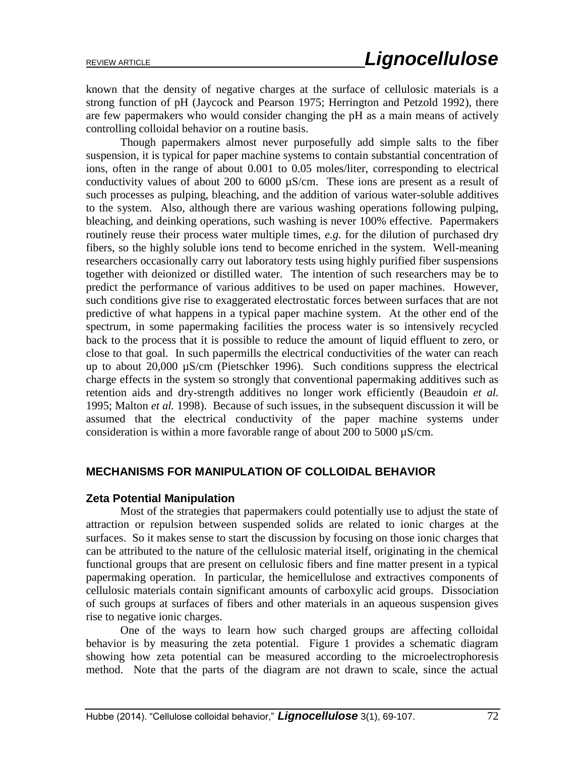known that the density of negative charges at the surface of cellulosic materials is a strong function of pH (Jaycock and Pearson 1975; Herrington and Petzold 1992), there are few papermakers who would consider changing the pH as a main means of actively controlling colloidal behavior on a routine basis.

Though papermakers almost never purposefully add simple salts to the fiber suspension, it is typical for paper machine systems to contain substantial concentration of ions, often in the range of about 0.001 to 0.05 moles/liter, corresponding to electrical conductivity values of about 200 to 6000 µS/cm. These ions are present as a result of such processes as pulping, bleaching, and the addition of various water-soluble additives to the system. Also, although there are various washing operations following pulping, bleaching, and deinking operations, such washing is never 100% effective. Papermakers routinely reuse their process water multiple times, *e.g.* for the dilution of purchased dry fibers, so the highly soluble ions tend to become enriched in the system. Well-meaning researchers occasionally carry out laboratory tests using highly purified fiber suspensions together with deionized or distilled water. The intention of such researchers may be to predict the performance of various additives to be used on paper machines. However, such conditions give rise to exaggerated electrostatic forces between surfaces that are not predictive of what happens in a typical paper machine system. At the other end of the spectrum, in some papermaking facilities the process water is so intensively recycled back to the process that it is possible to reduce the amount of liquid effluent to zero, or close to that goal. In such papermills the electrical conductivities of the water can reach up to about 20,000 µS/cm (Pietschker 1996). Such conditions suppress the electrical charge effects in the system so strongly that conventional papermaking additives such as retention aids and dry-strength additives no longer work efficiently (Beaudoin *et al.* 1995; Malton *et al.* 1998). Because of such issues, in the subsequent discussion it will be assumed that the electrical conductivity of the paper machine systems under consideration is within a more favorable range of about 200 to 5000 µS/cm.

## MECHANISMS FOR MANIPULATION OF COLLOIDAL BEHAVIOR

### Zeta Potential Manipulation

Most of the strategies that papermakers could potentially use to adjust the state of attraction or repulsion between suspended solids are related to ionic charges at the surfaces. So it makes sense to start the discussion by focusing on those ionic charges that can be attributed to the nature of the cellulosic material itself, originating in the chemical functional groups that are present on cellulosic fibers and fine matter present in a typical papermaking operation. In particular, the hemicellulose and extractives components of cellulosic materials contain significant amounts of carboxylic acid groups. Dissociation of such groups at surfaces of fibers and other materials in an aqueous suspension gives rise to negative ionic charges.

One of the ways to learn how such charged groups are affecting colloidal behavior is by measuring the zeta potential. Figure 1 provides a schematic diagram showing how zeta potential can be measured according to the microelectrophoresis method. Note that the parts of the diagram are not drawn to scale, since the actual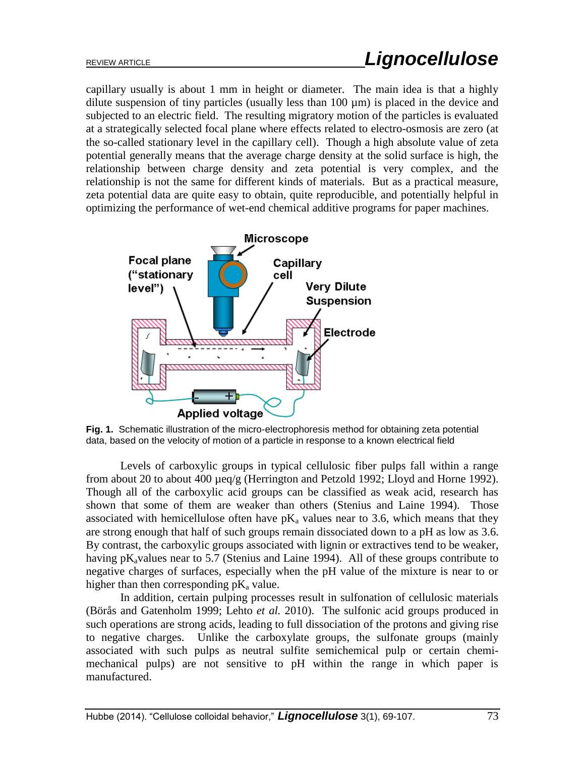capillary usually is about 1 mm in height or diameter. The main idea is that a highly dilute suspension of tiny particles (usually less than 100 µm) is placed in the device and subjected to an electric field. The resulting migratory motion of the particles is evaluated at a strategically selected focal plane where effects related to electro-osmosis are zero (at the so-called stationary level in the capillary cell). Though a high absolute value of zeta potential generally means that the average charge density at the solid surface is high, the relationship between charge density and zeta potential is very complex, and the relationship is not the same for different kinds of materials. But as a practical measure, zeta potential data are quite easy to obtain, quite reproducible, and potentially helpful in optimizing the performance of wet-end chemical additive programs for paper machines.

**Fig. 1.** Schematic illustration of the micro-electrophoresis method for obtaining zeta potential data, based on the velocity of motion of a particle in response to a known electrical field

Levels of carboxylic groups in typical cellulosic fiber pulps fall within a range from about 20 to about 400 µeq/g (Herrington and Petzold 1992; Lloyd and Horne 1992). Though all of the carboxylic acid groups can be classified as weak acid, research has shown that some of them are weaker than others (Stenius and Laine 1994). Those associated with hemicellulose often have $pK_a$ values near to 3.6, which means that they are strong enough that half of such groups remain dissociated down to a pH as low as 3.6. By contrast, the carboxylic groups associated with lignin or extractives tend to be weaker, having $pK_a$values near to 5.7 (Stenius and Laine 1994). All of these groups contribute to negative charges of surfaces, especially when the pH value of the mixture is near to or higher than then corresponding $pK_a$ value.

In addition, certain pulping processes result in sulfonation of cellulosic materials (Börås and Gatenholm 1999; Lehto *et al.* 2010). The sulfonic acid groups produced in such operations are strong acids, leading to full dissociation of the protons and giving rise to negative charges. Unlike the carboxylate groups, the sulfonate groups (mainly associated with such pulps as neutral sulfite semichemical pulp or certain chemi-mechanical pulps) are not sensitive to pH within the range in which paper is manufactured.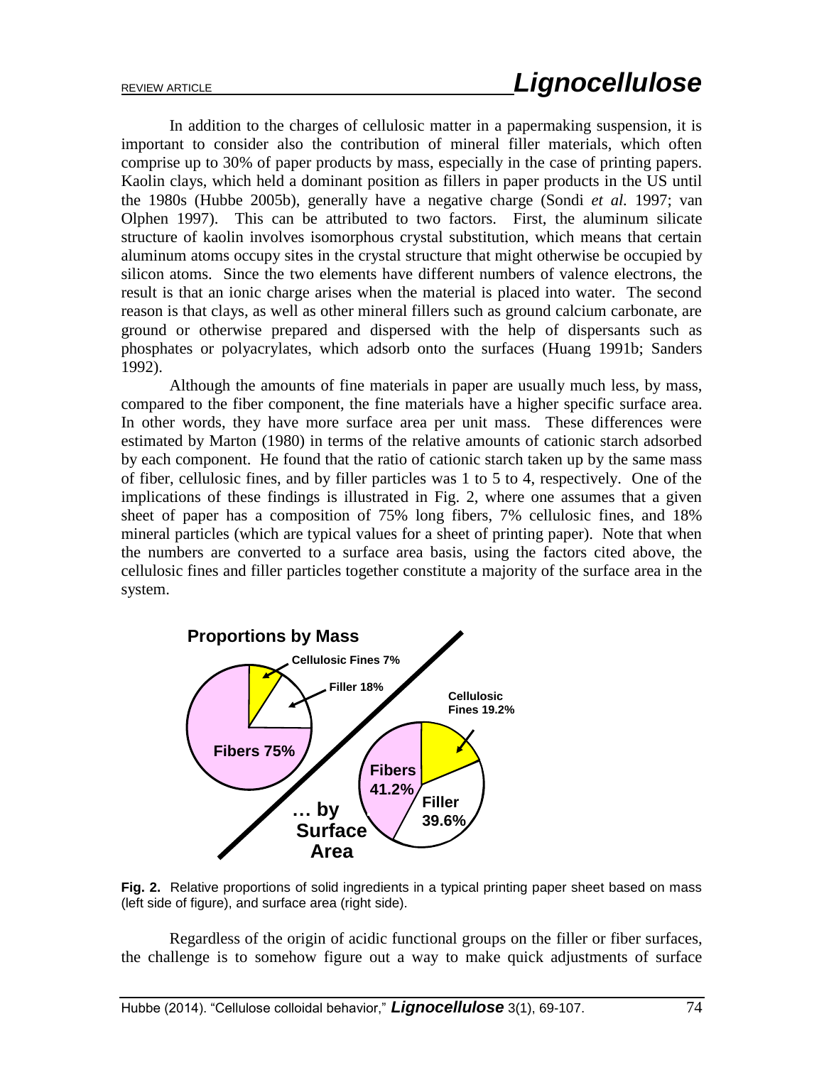In addition to the charges of cellulosic matter in a papermaking suspension, it is important to consider also the contribution of mineral filler materials, which often comprise up to 30% of paper products by mass, especially in the case of printing papers. Kaolin clays, which held a dominant position as fillers in paper products in the US until the 1980s (Hubbe 2005b), generally have a negative charge (Sondi *et al.* 1997; van Olphen 1997). This can be attributed to two factors. First, the aluminum silicate structure of kaolin involves isomorphous crystal substitution, which means that certain aluminum atoms occupy sites in the crystal structure that might otherwise be occupied by silicon atoms. Since the two elements have different numbers of valence electrons, the result is that an ionic charge arises when the material is placed into water. The second reason is that clays, as well as other mineral fillers such as ground calcium carbonate, are ground or otherwise prepared and dispersed with the help of dispersants such as phosphates or polyacrylates, which adsorb onto the surfaces (Huang 1991b; Sanders 1992).

Although the amounts of fine materials in paper are usually much less, by mass, compared to the fiber component, the fine materials have a higher specific surface area. In other words, they have more surface area per unit mass. These differences were estimated by Marton (1980) in terms of the relative amounts of cationic starch adsorbed by each component. He found that the ratio of cationic starch taken up by the same mass of fiber, cellulosic fines, and by filler particles was 1 to 5 to 4, respectively. One of the implications of these findings is illustrated in Fig. 2, where one assumes that a given sheet of paper has a composition of 75% long fibers, 7% cellulosic fines, and 18% mineral particles (which are typical values for a sheet of printing paper). Note that when the numbers are converted to a surface area basis, using the factors cited above, the cellulosic fines and filler particles together constitute a majority of the surface area in the system.

**Fig. 2.** Relative proportions of solid ingredients in a typical printing paper sheet based on mass (left side of figure), and surface area (right side).

Regardless of the origin of acidic functional groups on the filler or fiber surfaces, the challenge is to somehow figure out a way to make quick adjustments of surface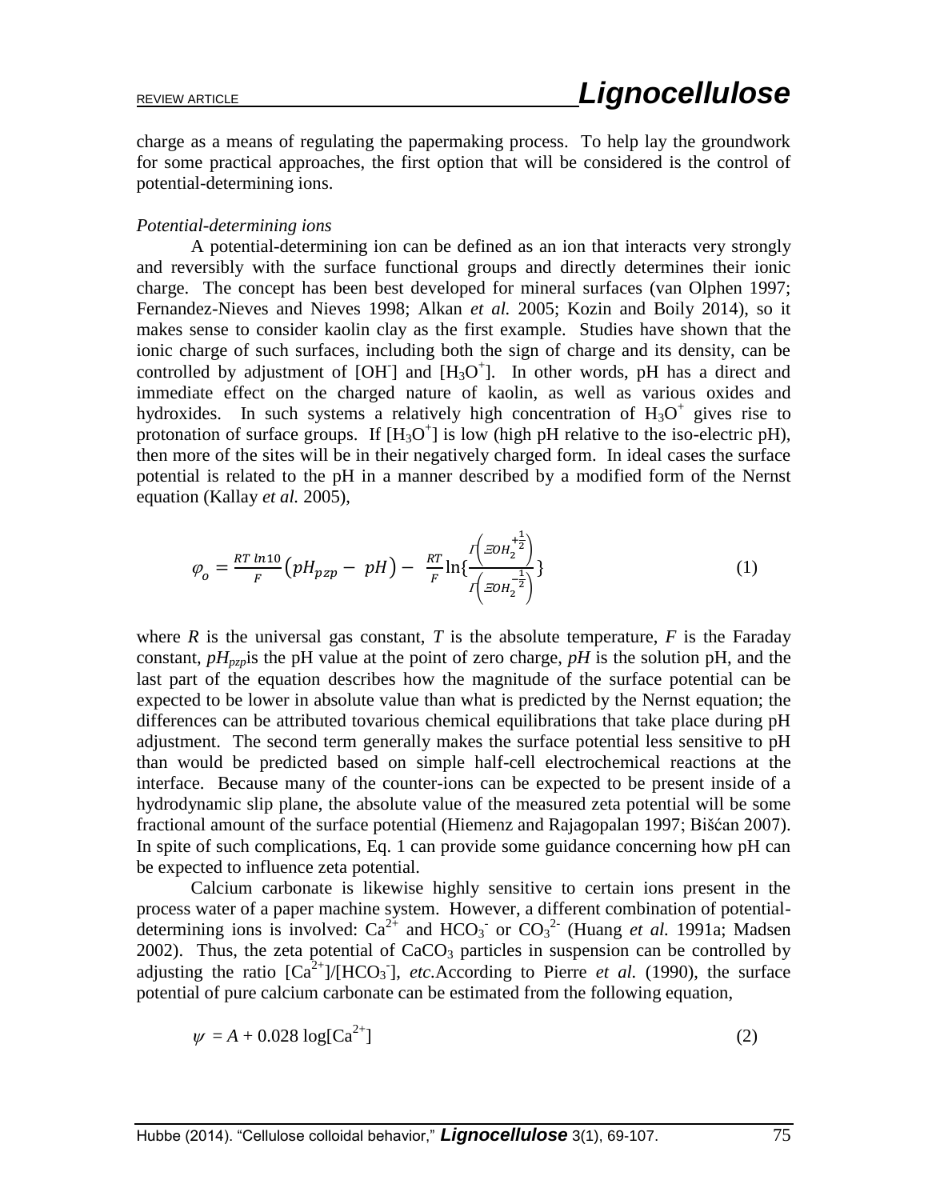charge as a means of regulating the papermaking process. To help lay the groundwork for some practical approaches, the first option that will be considered is the control of potential-determining ions.

*Potential-determining ions*

A potential-determining ion can be defined as an ion that interacts very strongly and reversibly with the surface functional groups and directly determines their ionic charge. The concept has been best developed for mineral surfaces (van Olphen 1997; Fernandez-Nieves and Nieves 1998; Alkan *et al.* 2005; Kozin and Boily 2014), so it makes sense to consider kaolin clay as the first example. Studies have shown that the ionic charge of such surfaces, including both the sign of charge and its density, can be controlled by adjustment of $[OH^-]$ and $[H_3O^+]$. In other words, pH has a direct and immediate effect on the charged nature of kaolin, as well as various oxides and hydroxides. In such systems a relatively high concentration of $H_3O^+$ gives rise to protonation of surface groups. If $[H_3O^+]$ is low (high pH relative to the iso-electric pH), then more of the sites will be in their negatively charged form. In ideal cases the surface potential is related to the pH in a manner described by a modified form of the Nernst equation (Kallay *et al.* 2005),

$$\varphi_o = \frac{RT\,ln10}{F}\left(pH_{pzp} - pH\right) - \frac{RT}{F}\ln\left\{\frac{\Gamma\left(\Xi OH_2^{+\frac{1}{2}}\right)}{\Gamma\left(\Xi OH_2^{-\frac{1}{2}}\right)}\right\} \tag{1}$$

where $R$ is the universal gas constant, $T$ is the absolute temperature, $F$ is the Faraday constant, $pH_{pzp}$is the pH value at the point of zero charge, $pH$ is the solution pH, and the last part of the equation describes how the magnitude of the surface potential can be expected to be lower in absolute value than what is predicted by the Nernst equation; the differences can be attributed tovarious chemical equilibrations that take place during pH adjustment. The second term generally makes the surface potential less sensitive to pH than would be predicted based on simple half-cell electrochemical reactions at the interface. Because many of the counter-ions can be expected to be present inside of a hydrodynamic slip plane, the absolute value of the measured zeta potential will be some fractional amount of the surface potential (Hiemenz and Rajagopalan 1997; Bišćan 2007). In spite of such complications, Eq. 1 can provide some guidance concerning how pH can be expected to influence zeta potential.

Calcium carbonate is likewise highly sensitive to certain ions present in the process water of a paper machine system. However, a different combination of potential-determining ions is involved: $Ca^{2+}$ and $HCO_3^-$ or $CO_3^{2-}$ (Huang *et al.* 1991a; Madsen 2002). Thus, the zeta potential of $CaCO_3$ particles in suspension can be controlled by adjusting the ratio $[Ca^{2+}]/[HCO_3^-]$, *etc.*According to Pierre *et al.* (1990), the surface potential of pure calcium carbonate can be estimated from the following equation,

$$\psi = A + 0.028 \log[Ca^{2+}] \tag{2}$$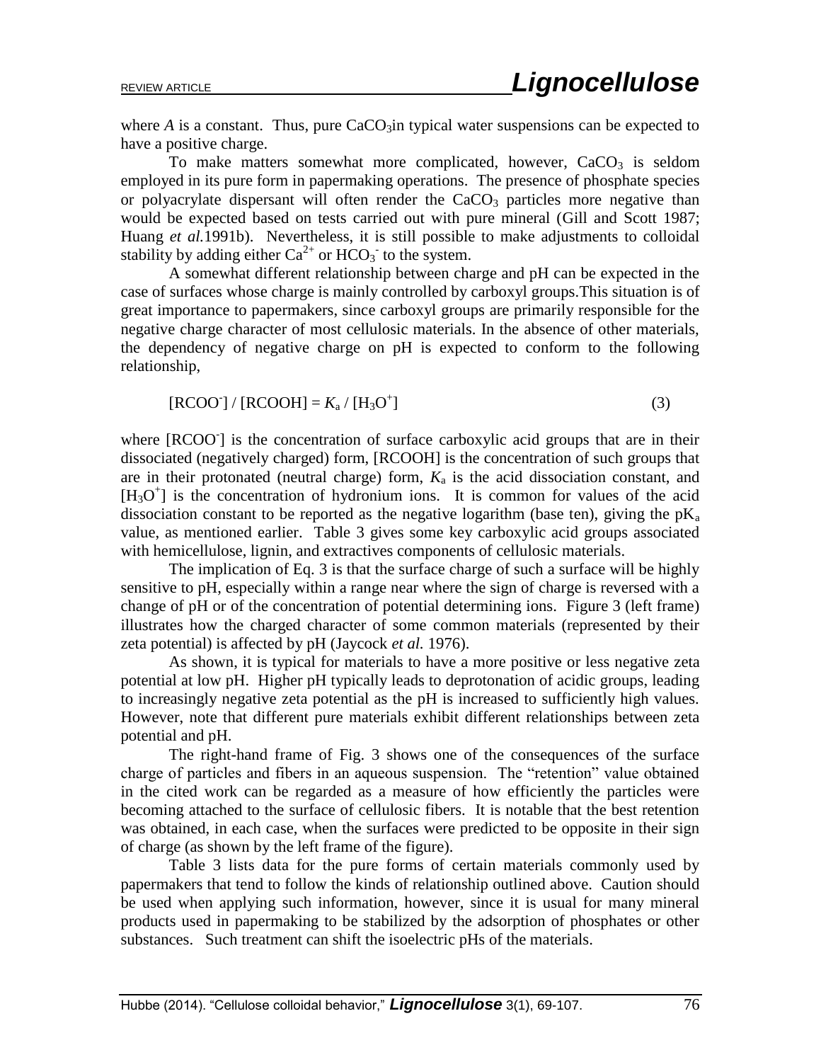where *A* is a constant. Thus, pure $CaCO_3$in typical water suspensions can be expected to have a positive charge.

To make matters somewhat more complicated, however, $CaCO_3$ is seldom employed in its pure form in papermaking operations. The presence of phosphate species or polyacrylate dispersant will often render the $CaCO_3$ particles more negative than would be expected based on tests carried out with pure mineral (Gill and Scott 1987; Huang *et al.*1991b). Nevertheless, it is still possible to make adjustments to colloidal stability by adding either $Ca^{2+}$ or $HCO_3^-$ to the system.

A somewhat different relationship between charge and pH can be expected in the case of surfaces whose charge is mainly controlled by carboxyl groups.This situation is of great importance to papermakers, since carboxyl groups are primarily responsible for the negative charge character of most cellulosic materials. In the absence of other materials, the dependency of negative charge on pH is expected to conform to the following relationship,

$$[RCOO^-] / [RCOOH] = K_a / [H_3O^+] \qquad (3)$$

where $[RCOO^-]$ is the concentration of surface carboxylic acid groups that are in their dissociated (negatively charged) form, [RCOOH] is the concentration of such groups that are in their protonated (neutral charge) form, $K_a$ is the acid dissociation constant, and $[H_3O^+]$ is the concentration of hydronium ions. It is common for values of the acid dissociation constant to be reported as the negative logarithm (base ten), giving the $pK_a$ value, as mentioned earlier. Table 3 gives some key carboxylic acid groups associated with hemicellulose, lignin, and extractives components of cellulosic materials.

The implication of Eq. 3 is that the surface charge of such a surface will be highly sensitive to pH, especially within a range near where the sign of charge is reversed with a change of pH or of the concentration of potential determining ions. Figure 3 (left frame) illustrates how the charged character of some common materials (represented by their zeta potential) is affected by pH (Jaycock *et al.* 1976).

As shown, it is typical for materials to have a more positive or less negative zeta potential at low pH. Higher pH typically leads to deprotonation of acidic groups, leading to increasingly negative zeta potential as the pH is increased to sufficiently high values. However, note that different pure materials exhibit different relationships between zeta potential and pH.

The right-hand frame of Fig. 3 shows one of the consequences of the surface charge of particles and fibers in an aqueous suspension. The "retention" value obtained in the cited work can be regarded as a measure of how efficiently the particles were becoming attached to the surface of cellulosic fibers. It is notable that the best retention was obtained, in each case, when the surfaces were predicted to be opposite in their sign of charge (as shown by the left frame of the figure).

Table 3 lists data for the pure forms of certain materials commonly used by papermakers that tend to follow the kinds of relationship outlined above. Caution should be used when applying such information, however, since it is usual for many mineral products used in papermaking to be stabilized by the adsorption of phosphates or other substances. Such treatment can shift the isoelectric pHs of the materials.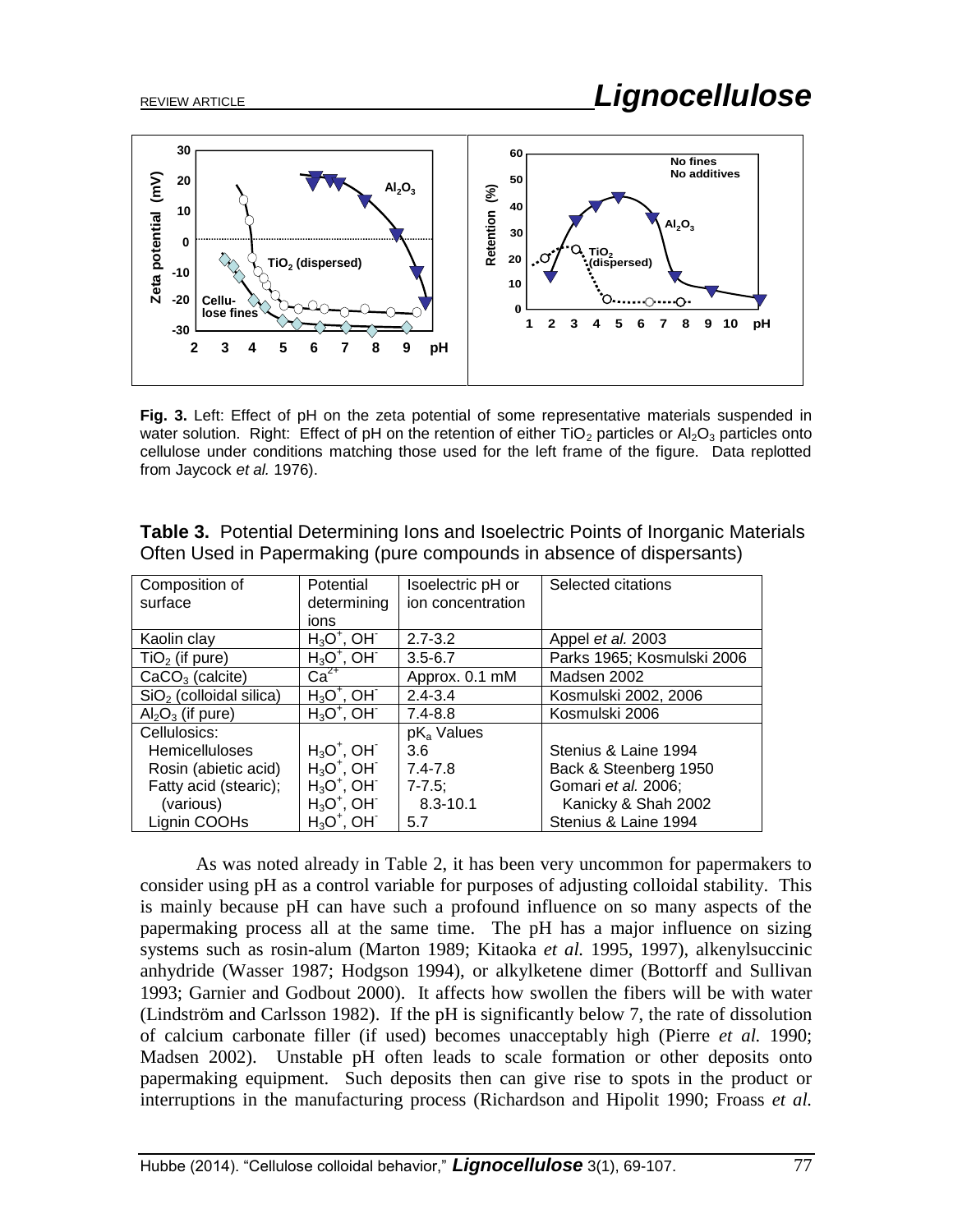**Fig. 3.** Left: Effect of pH on the zeta potential of some representative materials suspended in water solution. Right: Effect of pH on the retention of either $TiO_2$ particles or $Al_2O_3$ particles onto cellulose under conditions matching those used for the left frame of the figure. Data replotted from Jaycock *et al.* 1976).

**Table 3.** Potential Determining Ions and Isoelectric Points of Inorganic Materials Often Used in Papermaking (pure compounds in absence of dispersants)

| Composition of surface | Potential determining ions | Isoelectric pH or ion concentration | Selected citations |
|---|---|---|---|
| Kaolin clay | $H_3O^+$, $OH^-$ | 2.7-3.2 | Appel *et al.* 2003 |
| $TiO_2$ (if pure) | $H_3O^+$, $OH^-$ | 3.5-6.7 | Parks 1965; Kosmulski 2006 |
| $CaCO_3$ (calcite) | $Ca^{2+}$ | Approx. 0.1 mM | Madsen 2002 |
| $SiO_2$ (colloidal silica) | $H_3O^+$, $OH^-$ | 2.4-3.4 | Kosmulski 2002, 2006 |
| $Al_2O_3$ (if pure) | $H_3O^+$, $OH^-$ | 7.4-8.8 | Kosmulski 2006 |
| Cellulosics: | | $pK_a$ Values | |
| Hemicelluloses | $H_3O^+$, $OH^-$ | 3.6 | Stenius & Laine 1994 |
| Rosin (abietic acid) | $H_3O^+$, $OH^-$ | 7.4-7.8 | Back & Steenberg 1950 |
| Fatty acid (stearic); (various) | $H_3O^+$, $OH^-$; $H_3O^+$, $OH^-$ | 7-7.5; 8.3-10.1 | Gomari *et al.* 2006; Kanicky & Shah 2002 |
| Lignin COOHs | $H_3O^+$, $OH^-$ | 5.7 | Stenius & Laine 1994 |

As was noted already in Table 2, it has been very uncommon for papermakers to consider using pH as a control variable for purposes of adjusting colloidal stability. This is mainly because pH can have such a profound influence on so many aspects of the papermaking process all at the same time. The pH has a major influence on sizing systems such as rosin-alum (Marton 1989; Kitaoka *et al.* 1995, 1997), alkenylsuccinic anhydride (Wasser 1987; Hodgson 1994), or alkylketene dimer (Bottorff and Sullivan 1993; Garnier and Godbout 2000). It affects how swollen the fibers will be with water (Lindström and Carlsson 1982). If the pH is significantly below 7, the rate of dissolution of calcium carbonate filler (if used) becomes unacceptably high (Pierre *et al.* 1990; Madsen 2002). Unstable pH often leads to scale formation or other deposits onto papermaking equipment. Such deposits then can give rise to spots in the product or interruptions in the manufacturing process (Richardson and Hipolit 1990; Froass *et al.*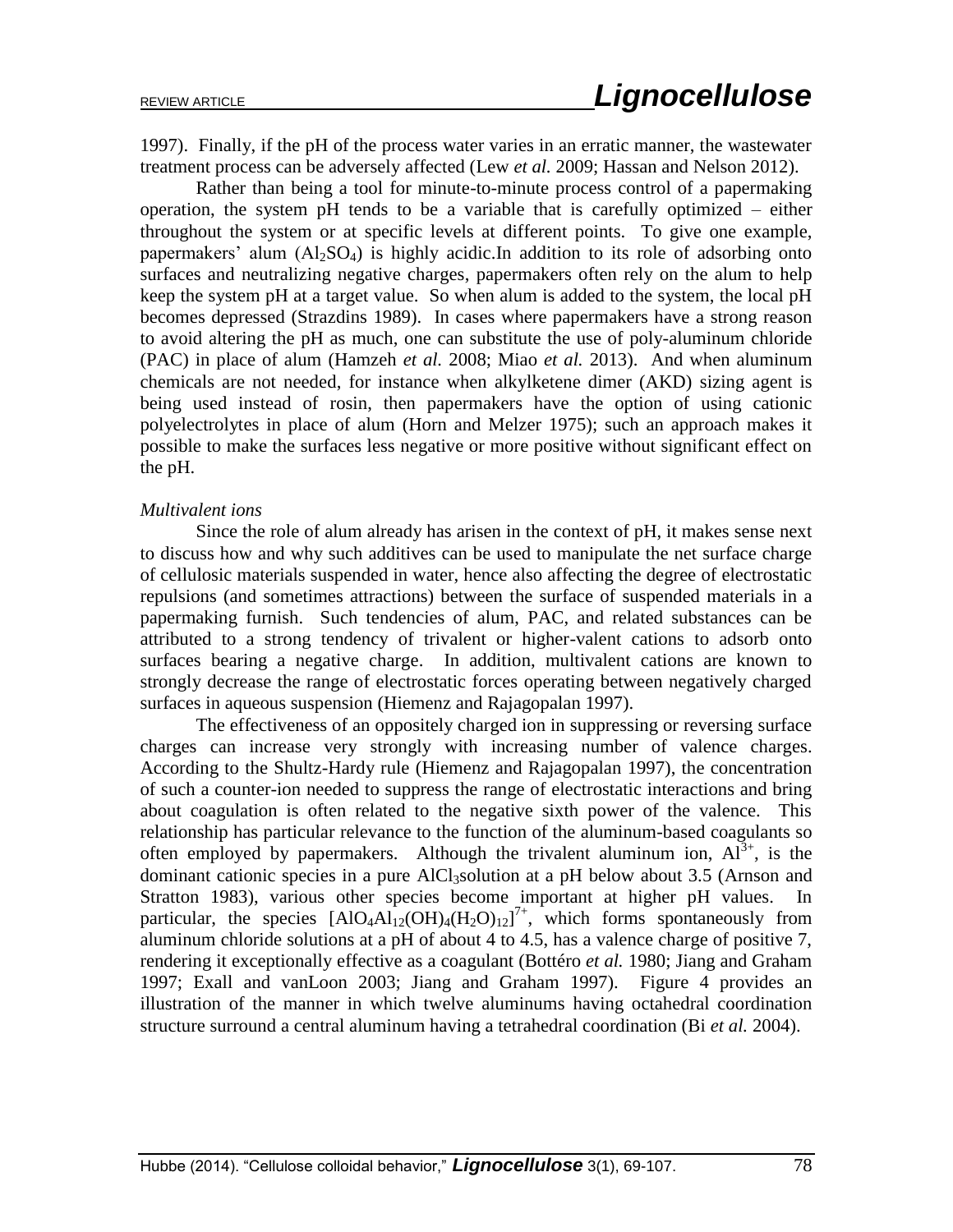1997). Finally, if the pH of the process water varies in an erratic manner, the wastewater treatment process can be adversely affected (Lew *et al.* 2009; Hassan and Nelson 2012).

Rather than being a tool for minute-to-minute process control of a papermaking operation, the system pH tends to be a variable that is carefully optimized – either throughout the system or at specific levels at different points. To give one example, papermakers' alum ($Al_2SO_4$) is highly acidic.In addition to its role of adsorbing onto surfaces and neutralizing negative charges, papermakers often rely on the alum to help keep the system pH at a target value. So when alum is added to the system, the local pH becomes depressed (Strazdins 1989). In cases where papermakers have a strong reason to avoid altering the pH as much, one can substitute the use of poly-aluminum chloride (PAC) in place of alum (Hamzeh *et al.* 2008; Miao *et al.* 2013). And when aluminum chemicals are not needed, for instance when alkylketene dimer (AKD) sizing agent is being used instead of rosin, then papermakers have the option of using cationic polyelectrolytes in place of alum (Horn and Melzer 1975); such an approach makes it possible to make the surfaces less negative or more positive without significant effect on the pH.

*Multivalent ions*

Since the role of alum already has arisen in the context of pH, it makes sense next to discuss how and why such additives can be used to manipulate the net surface charge of cellulosic materials suspended in water, hence also affecting the degree of electrostatic repulsions (and sometimes attractions) between the surface of suspended materials in a papermaking furnish. Such tendencies of alum, PAC, and related substances can be attributed to a strong tendency of trivalent or higher-valent cations to adsorb onto surfaces bearing a negative charge. In addition, multivalent cations are known to strongly decrease the range of electrostatic forces operating between negatively charged surfaces in aqueous suspension (Hiemenz and Rajagopalan 1997).

The effectiveness of an oppositely charged ion in suppressing or reversing surface charges can increase very strongly with increasing number of valence charges. According to the Shultz-Hardy rule (Hiemenz and Rajagopalan 1997), the concentration of such a counter-ion needed to suppress the range of electrostatic interactions and bring about coagulation is often related to the negative sixth power of the valence. This relationship has particular relevance to the function of the aluminum-based coagulants so often employed by papermakers. Although the trivalent aluminum ion, $Al^{3+}$, is the dominant cationic species in a pure $AlCl_3$solution at a pH below about 3.5 (Arnson and Stratton 1983), various other species become important at higher pH values. In particular, the species $[AlO_4Al_{12}(OH)_4(H_2O)_{12}]^{7+}$, which forms spontaneously from aluminum chloride solutions at a pH of about 4 to 4.5, has a valence charge of positive 7, rendering it exceptionally effective as a coagulant (Bottéro *et al.* 1980; Jiang and Graham 1997; Exall and vanLoon 2003; Jiang and Graham 1997). Figure 4 provides an illustration of the manner in which twelve aluminums having octahedral coordination structure surround a central aluminum having a tetrahedral coordination (Bi *et al.* 2004).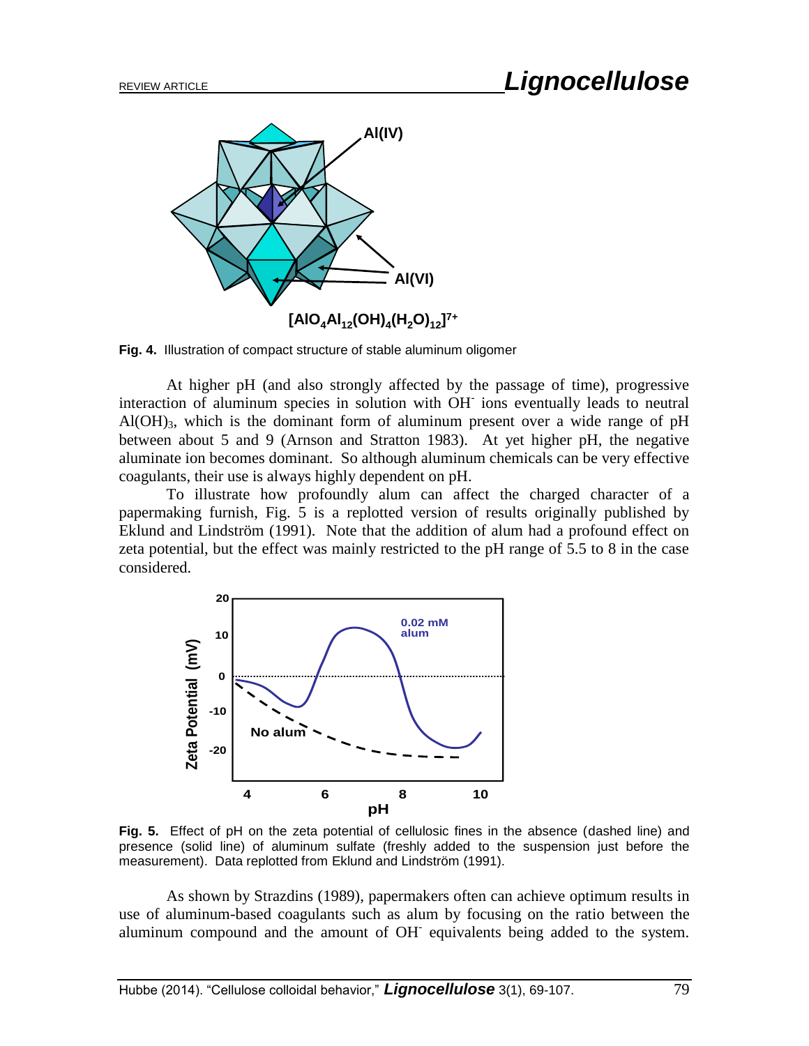**Fig. 4.** Illustration of compact structure of stable aluminum oligomer

At higher pH (and also strongly affected by the passage of time), progressive interaction of aluminum species in solution with $OH^-$ ions eventually leads to neutral $Al(OH)_3$, which is the dominant form of aluminum present over a wide range of pH between about 5 and 9 (Arnson and Stratton 1983). At yet higher pH, the negative aluminate ion becomes dominant. So although aluminum chemicals can be very effective coagulants, their use is always highly dependent on pH.

To illustrate how profoundly alum can affect the charged character of a papermaking furnish, Fig. 5 is a replotted version of results originally published by Eklund and Lindström (1991). Note that the addition of alum had a profound effect on zeta potential, but the effect was mainly restricted to the pH range of 5.5 to 8 in the case considered.

**Fig. 5.** Effect of pH on the zeta potential of cellulosic fines in the absence (dashed line) and presence (solid line) of aluminum sulfate (freshly added to the suspension just before the measurement). Data replotted from Eklund and Lindström (1991).

As shown by Strazdins (1989), papermakers often can achieve optimum results in use of aluminum-based coagulants such as alum by focusing on the ratio between the aluminum compound and the amount of $OH^-$ equivalents being added to the system.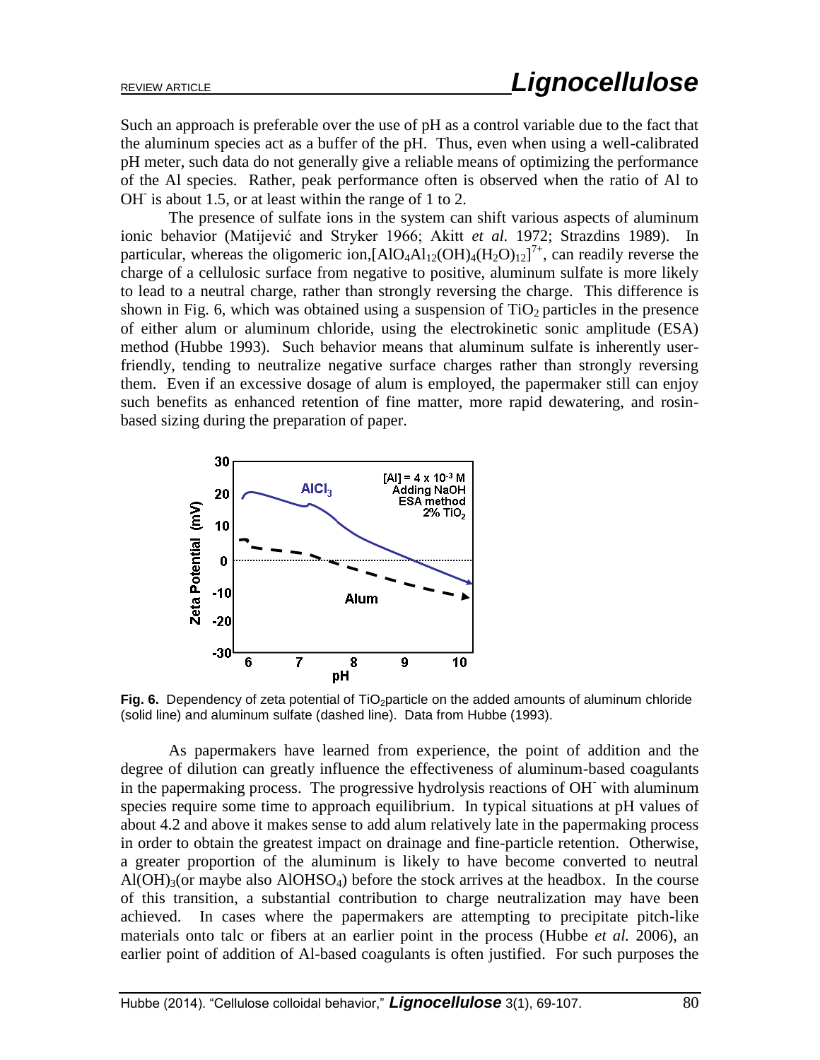Such an approach is preferable over the use of pH as a control variable due to the fact that the aluminum species act as a buffer of the pH. Thus, even when using a well-calibrated pH meter, such data do not generally give a reliable means of optimizing the performance of the Al species. Rather, peak performance often is observed when the ratio of Al to $OH^-$ is about 1.5, or at least within the range of 1 to 2.

The presence of sulfate ions in the system can shift various aspects of aluminum ionic behavior (Matijević and Stryker 1966; Akitt *et al.* 1972; Strazdins 1989). In particular, whereas the oligomeric ion, $[AlO_4Al_{12}(OH)_4(H_2O)_{12}]^{7+}$, can readily reverse the charge of a cellulosic surface from negative to positive, aluminum sulfate is more likely to lead to a neutral charge, rather than strongly reversing the charge. This difference is shown in Fig. 6, which was obtained using a suspension of $TiO_2$ particles in the presence of either alum or aluminum chloride, using the electrokinetic sonic amplitude (ESA) method (Hubbe 1993). Such behavior means that aluminum sulfate is inherently user-friendly, tending to neutralize negative surface charges rather than strongly reversing them. Even if an excessive dosage of alum is employed, the papermaker still can enjoy such benefits as enhanced retention of fine matter, more rapid dewatering, and rosin-based sizing during the preparation of paper.

**Fig. 6.** Dependency of zeta potential of $TiO_2$ particle on the added amounts of aluminum chloride (solid line) and aluminum sulfate (dashed line). Data from Hubbe (1993).

As papermakers have learned from experience, the point of addition and the degree of dilution can greatly influence the effectiveness of aluminum-based coagulants in the papermaking process. The progressive hydrolysis reactions of $OH^-$ with aluminum species require some time to approach equilibrium. In typical situations at pH values of about 4.2 and above it makes sense to add alum relatively late in the papermaking process in order to obtain the greatest impact on drainage and fine-particle retention. Otherwise, a greater proportion of the aluminum is likely to have become converted to neutral $Al(OH)_3$(or maybe also $AlOHSO_4$) before the stock arrives at the headbox. In the course of this transition, a substantial contribution to charge neutralization may have been achieved. In cases where the papermakers are attempting to precipitate pitch-like materials onto talc or fibers at an earlier point in the process (Hubbe *et al.* 2006), an earlier point of addition of Al-based coagulants is often justified. For such purposes the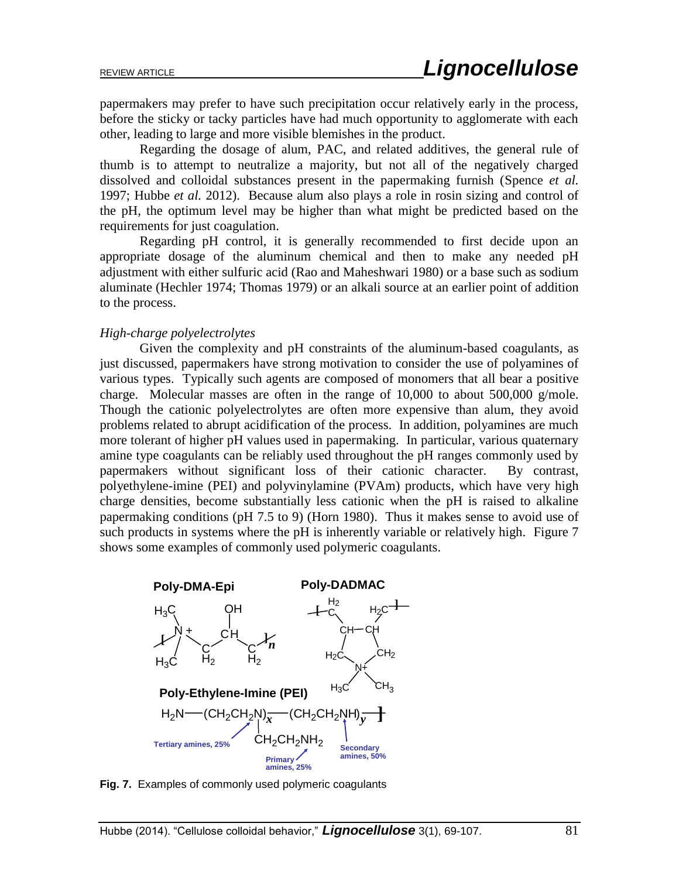papermakers may prefer to have such precipitation occur relatively early in the process, before the sticky or tacky particles have had much opportunity to agglomerate with each other, leading to large and more visible blemishes in the product.

Regarding the dosage of alum, PAC, and related additives, the general rule of thumb is to attempt to neutralize a majority, but not all of the negatively charged dissolved and colloidal substances present in the papermaking furnish (Spence *et al.* 1997; Hubbe *et al.* 2012). Because alum also plays a role in rosin sizing and control of the pH, the optimum level may be higher than what might be predicted based on the requirements for just coagulation.

Regarding pH control, it is generally recommended to first decide upon an appropriate dosage of the aluminum chemical and then to make any needed pH adjustment with either sulfuric acid (Rao and Maheshwari 1980) or a base such as sodium aluminate (Hechler 1974; Thomas 1979) or an alkali source at an earlier point of addition to the process.

*High-charge polyelectrolytes*

Given the complexity and pH constraints of the aluminum-based coagulants, as just discussed, papermakers have strong motivation to consider the use of polyamines of various types. Typically such agents are composed of monomers that all bear a positive charge. Molecular masses are often in the range of 10,000 to about 500,000 g/mole. Though the cationic polyelectrolytes are often more expensive than alum, they avoid problems related to abrupt acidification of the process. In addition, polyamines are much more tolerant of higher pH values used in papermaking. In particular, various quaternary amine type coagulants can be reliably used throughout the pH ranges commonly used by papermakers without significant loss of their cationic character. By contrast, polyethylene-imine (PEI) and polyvinylamine (PVAm) products, which have very high charge densities, become substantially less cationic when the pH is raised to alkaline papermaking conditions (pH 7.5 to 9) (Horn 1980). Thus it makes sense to avoid use of such products in systems where the pH is inherently variable or relatively high. Figure 7 shows some examples of commonly used polymeric coagulants.

**Fig. 7.** Examples of commonly used polymeric coagulants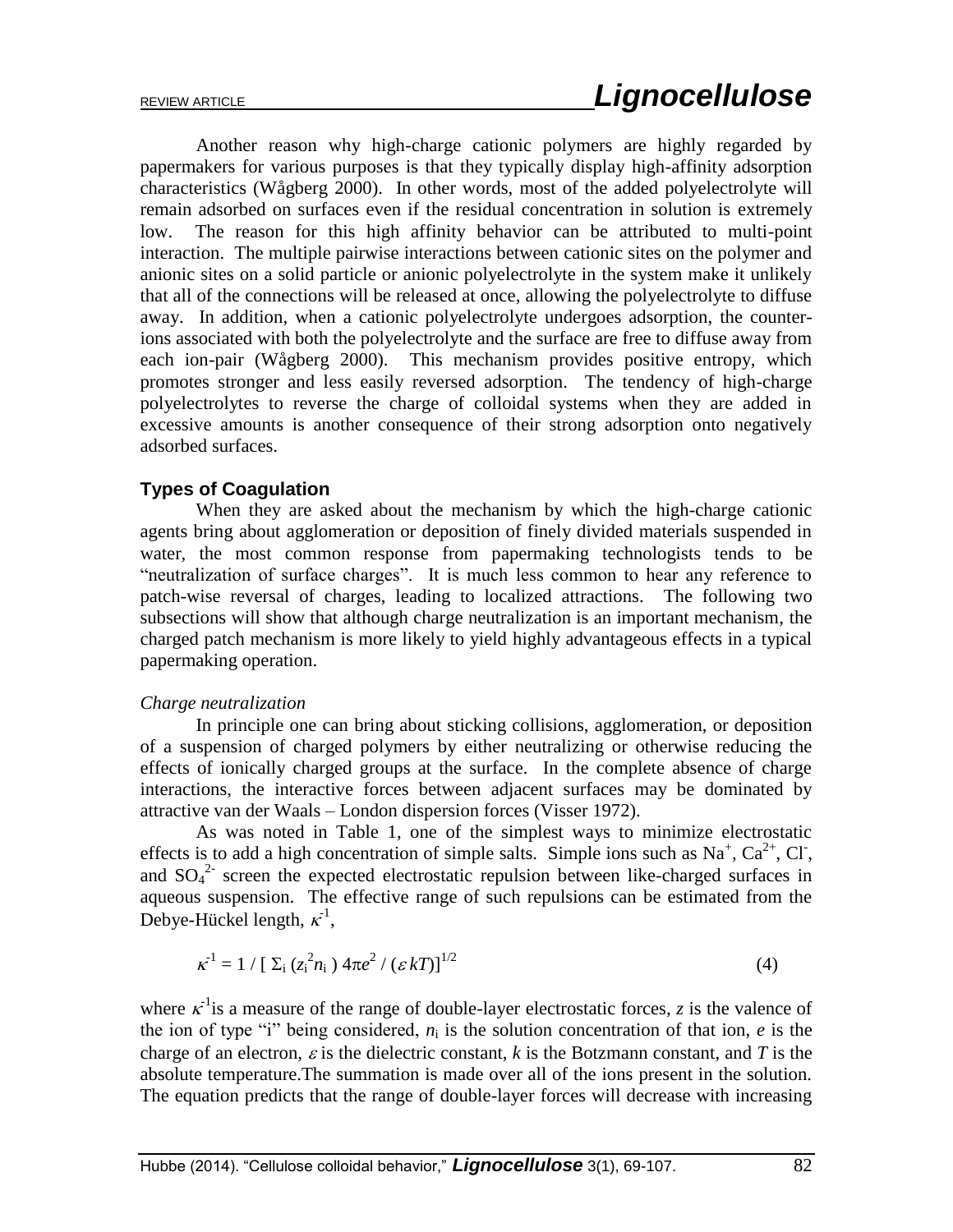Another reason why high-charge cationic polymers are highly regarded by papermakers for various purposes is that they typically display high-affinity adsorption characteristics (Wågberg 2000). In other words, most of the added polyelectrolyte will remain adsorbed on surfaces even if the residual concentration in solution is extremely low. The reason for this high affinity behavior can be attributed to multi-point interaction. The multiple pairwise interactions between cationic sites on the polymer and anionic sites on a solid particle or anionic polyelectrolyte in the system make it unlikely that all of the connections will be released at once, allowing the polyelectrolyte to diffuse away. In addition, when a cationic polyelectrolyte undergoes adsorption, the counter-ions associated with both the polyelectrolyte and the surface are free to diffuse away from each ion-pair (Wågberg 2000). This mechanism provides positive entropy, which promotes stronger and less easily reversed adsorption. The tendency of high-charge polyelectrolytes to reverse the charge of colloidal systems when they are added in excessive amounts is another consequence of their strong adsorption onto negatively adsorbed surfaces.

### Types of Coagulation

When they are asked about the mechanism by which the high-charge cationic agents bring about agglomeration or deposition of finely divided materials suspended in water, the most common response from papermaking technologists tends to be "neutralization of surface charges". It is much less common to hear any reference to patch-wise reversal of charges, leading to localized attractions. The following two subsections will show that although charge neutralization is an important mechanism, the charged patch mechanism is more likely to yield highly advantageous effects in a typical papermaking operation.

*Charge neutralization*

In principle one can bring about sticking collisions, agglomeration, or deposition of a suspension of charged polymers by either neutralizing or otherwise reducing the effects of ionically charged groups at the surface. In the complete absence of charge interactions, the interactive forces between adjacent surfaces may be dominated by attractive van der Waals – London dispersion forces (Visser 1972).

As was noted in Table 1, one of the simplest ways to minimize electrostatic effects is to add a high concentration of simple salts. Simple ions such as $Na^+$, $Ca^{2+}$, $Cl^-$, and $SO_4^{2-}$ screen the expected electrostatic repulsion between like-charged surfaces in aqueous suspension. The effective range of such repulsions can be estimated from the Debye-Hückel length, $\kappa^{-1}$,

$$\kappa^{-1} = 1 / [\, \Sigma_i \,(z_i^2 n_i)\, 4\pi e^2 / (\varepsilon\, kT)]^{1/2} \tag{4}$$

where $\kappa^{-1}$ is a measure of the range of double-layer electrostatic forces, $z$ is the valence of the ion of type "i" being considered, $n_i$ is the solution concentration of that ion, $e$ is the charge of an electron, $\varepsilon$ is the dielectric constant, $k$ is the Botzmann constant, and $T$ is the absolute temperature.The summation is made over all of the ions present in the solution. The equation predicts that the range of double-layer forces will decrease with increasing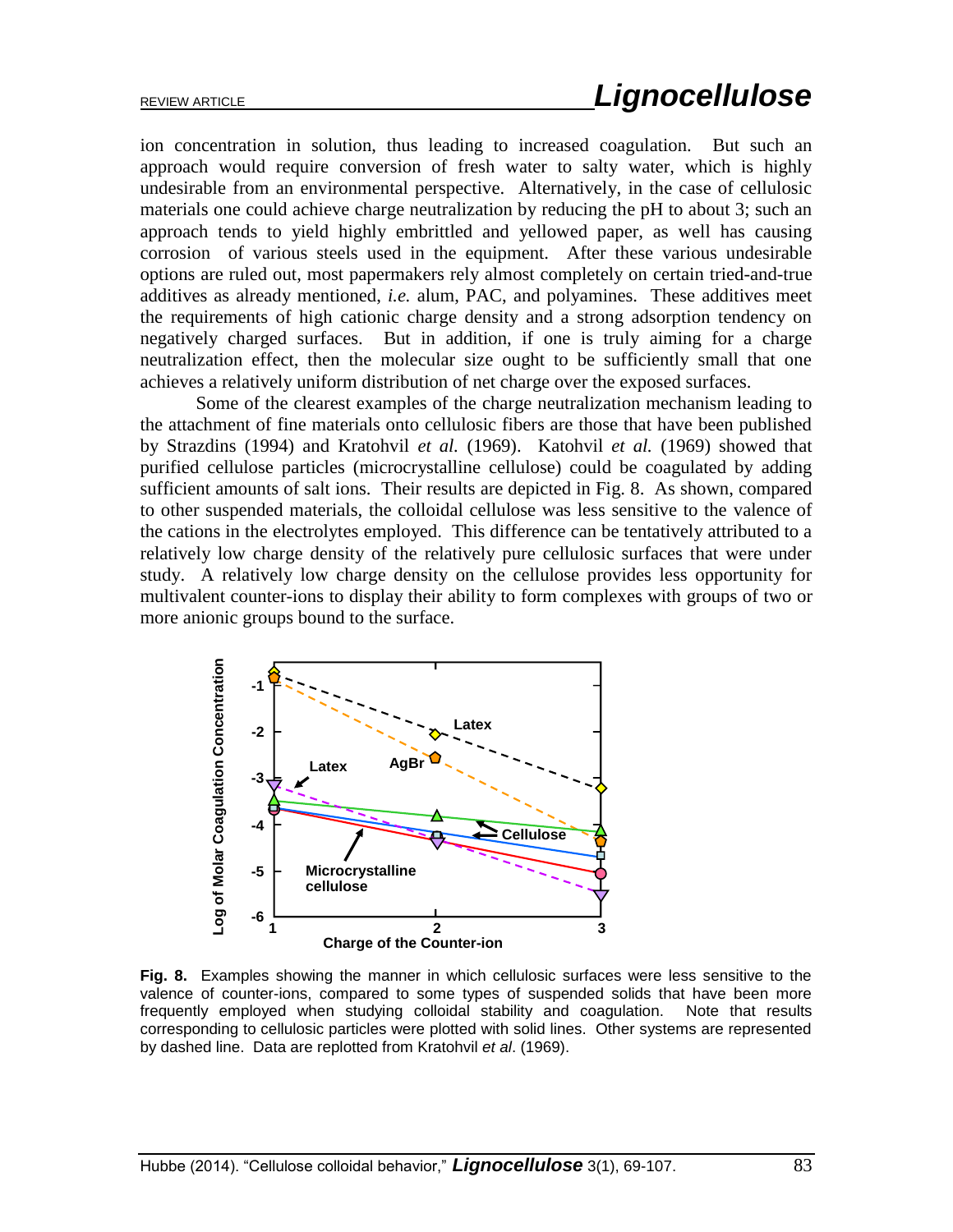ion concentration in solution, thus leading to increased coagulation. But such an approach would require conversion of fresh water to salty water, which is highly undesirable from an environmental perspective. Alternatively, in the case of cellulosic materials one could achieve charge neutralization by reducing the pH to about 3; such an approach tends to yield highly embrittled and yellowed paper, as well has causing corrosion of various steels used in the equipment. After these various undesirable options are ruled out, most papermakers rely almost completely on certain tried-and-true additives as already mentioned, *i.e.* alum, PAC, and polyamines. These additives meet the requirements of high cationic charge density and a strong adsorption tendency on negatively charged surfaces. But in addition, if one is truly aiming for a charge neutralization effect, then the molecular size ought to be sufficiently small that one achieves a relatively uniform distribution of net charge over the exposed surfaces.

Some of the clearest examples of the charge neutralization mechanism leading to the attachment of fine materials onto cellulosic fibers are those that have been published by Strazdins (1994) and Kratohvil *et al.* (1969). Katohvil *et al.* (1969) showed that purified cellulose particles (microcrystalline cellulose) could be coagulated by adding sufficient amounts of salt ions. Their results are depicted in Fig. 8. As shown, compared to other suspended materials, the colloidal cellulose was less sensitive to the valence of the cations in the electrolytes employed. This difference can be tentatively attributed to a relatively low charge density of the relatively pure cellulosic surfaces that were under study. A relatively low charge density on the cellulose provides less opportunity for multivalent counter-ions to display their ability to form complexes with groups of two or more anionic groups bound to the surface.

**Fig. 8.** Examples showing the manner in which cellulosic surfaces were less sensitive to the valence of counter-ions, compared to some types of suspended solids that have been more frequently employed when studying colloidal stability and coagulation. Note that results corresponding to cellulosic particles were plotted with solid lines. Other systems are represented by dashed line. Data are replotted from Kratohvil *et al*. (1969).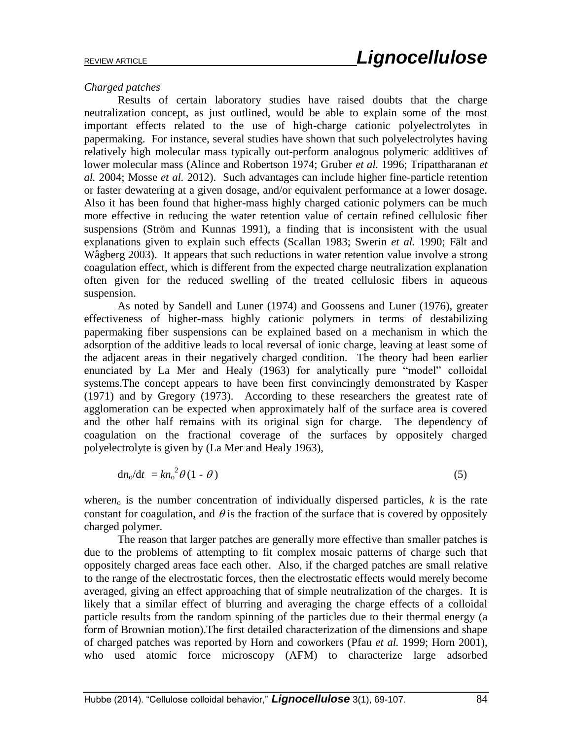*Charged patches*

Results of certain laboratory studies have raised doubts that the charge neutralization concept, as just outlined, would be able to explain some of the most important effects related to the use of high-charge cationic polyelectrolytes in papermaking. For instance, several studies have shown that such polyelectrolytes having relatively high molecular mass typically out-perform analogous polymeric additives of lower molecular mass (Alince and Robertson 1974; Gruber *et al.* 1996; Tripattharanan *et al.* 2004; Mosse *et al.* 2012). Such advantages can include higher fine-particle retention or faster dewatering at a given dosage, and/or equivalent performance at a lower dosage. Also it has been found that higher-mass highly charged cationic polymers can be much more effective in reducing the water retention value of certain refined cellulosic fiber suspensions (Ström and Kunnas 1991), a finding that is inconsistent with the usual explanations given to explain such effects (Scallan 1983; Swerin *et al.* 1990; Fält and Wågberg 2003). It appears that such reductions in water retention value involve a strong coagulation effect, which is different from the expected charge neutralization explanation often given for the reduced swelling of the treated cellulosic fibers in aqueous suspension.

As noted by Sandell and Luner (1974) and Goossens and Luner (1976), greater effectiveness of higher-mass highly cationic polymers in terms of destabilizing papermaking fiber suspensions can be explained based on a mechanism in which the adsorption of the additive leads to local reversal of ionic charge, leaving at least some of the adjacent areas in their negatively charged condition. The theory had been earlier enunciated by La Mer and Healy (1963) for analytically pure "model" colloidal systems.The concept appears to have been first convincingly demonstrated by Kasper (1971) and by Gregory (1973). According to these researchers the greatest rate of agglomeration can be expected when approximately half of the surface area is covered and the other half remains with its original sign for charge. The dependency of coagulation on the fractional coverage of the surfaces by oppositely charged polyelectrolyte is given by (La Mer and Healy 1963),

$$dn_o/dt = kn_o^2\theta(1 - \theta) \tag{5}$$

where $n_o$ is the number concentration of individually dispersed particles, $k$ is the rate constant for coagulation, and $\theta$ is the fraction of the surface that is covered by oppositely charged polymer.

The reason that larger patches are generally more effective than smaller patches is due to the problems of attempting to fit complex mosaic patterns of charge such that oppositely charged areas face each other. Also, if the charged patches are small relative to the range of the electrostatic forces, then the electrostatic effects would merely become averaged, giving an effect approaching that of simple neutralization of the charges. It is likely that a similar effect of blurring and averaging the charge effects of a colloidal particle results from the random spinning of the particles due to their thermal energy (a form of Brownian motion).The first detailed characterization of the dimensions and shape of charged patches was reported by Horn and coworkers (Pfau *et al.* 1999; Horn 2001), who used atomic force microscopy (AFM) to characterize large adsorbed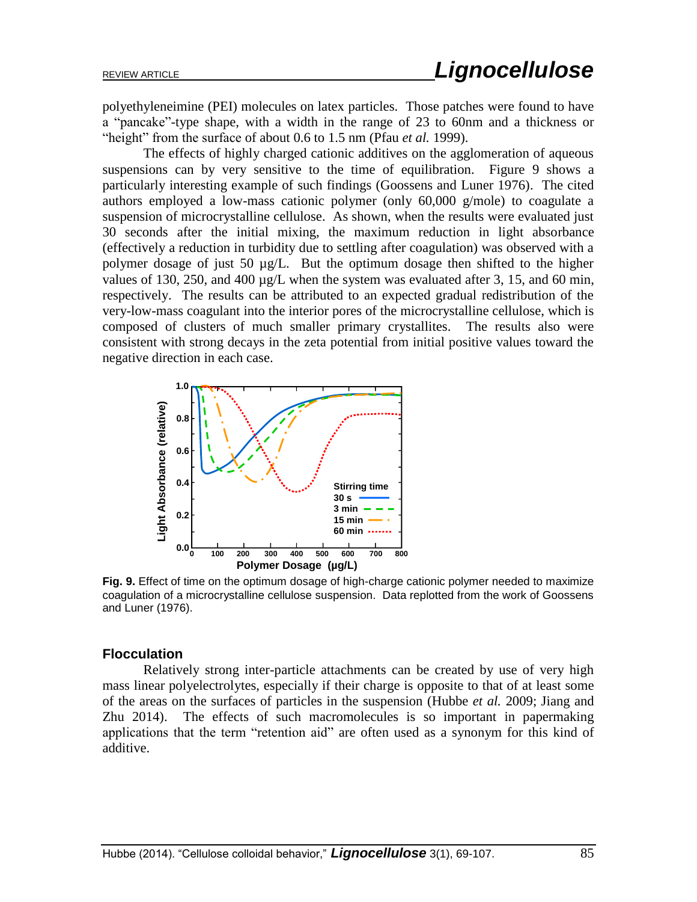polyethyleneimine (PEI) molecules on latex particles. Those patches were found to have a "pancake"-type shape, with a width in the range of 23 to 60nm and a thickness or "height" from the surface of about 0.6 to 1.5 nm (Pfau *et al.* 1999).

The effects of highly charged cationic additives on the agglomeration of aqueous suspensions can by very sensitive to the time of equilibration. Figure 9 shows a particularly interesting example of such findings (Goossens and Luner 1976). The cited authors employed a low-mass cationic polymer (only 60,000 g/mole) to coagulate a suspension of microcrystalline cellulose. As shown, when the results were evaluated just 30 seconds after the initial mixing, the maximum reduction in light absorbance (effectively a reduction in turbidity due to settling after coagulation) was observed with a polymer dosage of just 50 µg/L. But the optimum dosage then shifted to the higher values of 130, 250, and 400 µg/L when the system was evaluated after 3, 15, and 60 min, respectively. The results can be attributed to an expected gradual redistribution of the very-low-mass coagulant into the interior pores of the microcrystalline cellulose, which is composed of clusters of much smaller primary crystallites. The results also were consistent with strong decays in the zeta potential from initial positive values toward the negative direction in each case.

**Fig. 9.** Effect of time on the optimum dosage of high-charge cationic polymer needed to maximize coagulation of a microcrystalline cellulose suspension. Data replotted from the work of Goossens and Luner (1976).

## Flocculation

Relatively strong inter-particle attachments can be created by use of very high mass linear polyelectrolytes, especially if their charge is opposite to that of at least some of the areas on the surfaces of particles in the suspension (Hubbe *et al.* 2009; Jiang and Zhu 2014). The effects of such macromolecules is so important in papermaking applications that the term "retention aid" are often used as a synonym for this kind of additive.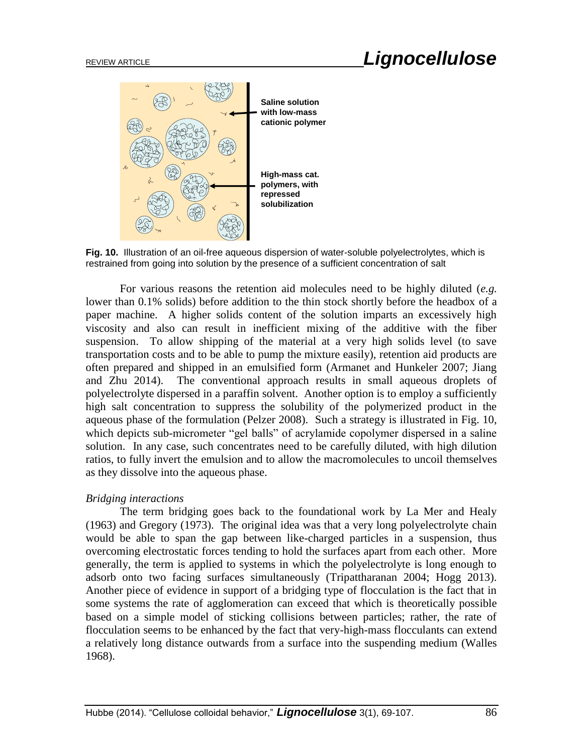Saline solution with low-mass cationic polymer

High-mass cat. polymers, with repressed solubilization

**Fig. 10.** Illustration of an oil-free aqueous dispersion of water-soluble polyelectrolytes, which is restrained from going into solution by the presence of a sufficient concentration of salt

For various reasons the retention aid molecules need to be highly diluted (*e.g.* lower than 0.1% solids) before addition to the thin stock shortly before the headbox of a paper machine. A higher solids content of the solution imparts an excessively high viscosity and also can result in inefficient mixing of the additive with the fiber suspension. To allow shipping of the material at a very high solids level (to save transportation costs and to be able to pump the mixture easily), retention aid products are often prepared and shipped in an emulsified form (Armanet and Hunkeler 2007; Jiang and Zhu 2014). The conventional approach results in small aqueous droplets of polyelectrolyte dispersed in a paraffin solvent. Another option is to employ a sufficiently high salt concentration to suppress the solubility of the polymerized product in the aqueous phase of the formulation (Pelzer 2008). Such a strategy is illustrated in Fig. 10, which depicts sub-micrometer "gel balls" of acrylamide copolymer dispersed in a saline solution. In any case, such concentrates need to be carefully diluted, with high dilution ratios, to fully invert the emulsion and to allow the macromolecules to uncoil themselves as they dissolve into the aqueous phase.

*Bridging interactions*

The term bridging goes back to the foundational work by La Mer and Healy (1963) and Gregory (1973). The original idea was that a very long polyelectrolyte chain would be able to span the gap between like-charged particles in a suspension, thus overcoming electrostatic forces tending to hold the surfaces apart from each other. More generally, the term is applied to systems in which the polyelectrolyte is long enough to adsorb onto two facing surfaces simultaneously (Tripattharanan 2004; Hogg 2013). Another piece of evidence in support of a bridging type of flocculation is the fact that in some systems the rate of agglomeration can exceed that which is theoretically possible based on a simple model of sticking collisions between particles; rather, the rate of flocculation seems to be enhanced by the fact that very-high-mass flocculants can extend a relatively long distance outwards from a surface into the suspending medium (Walles 1968).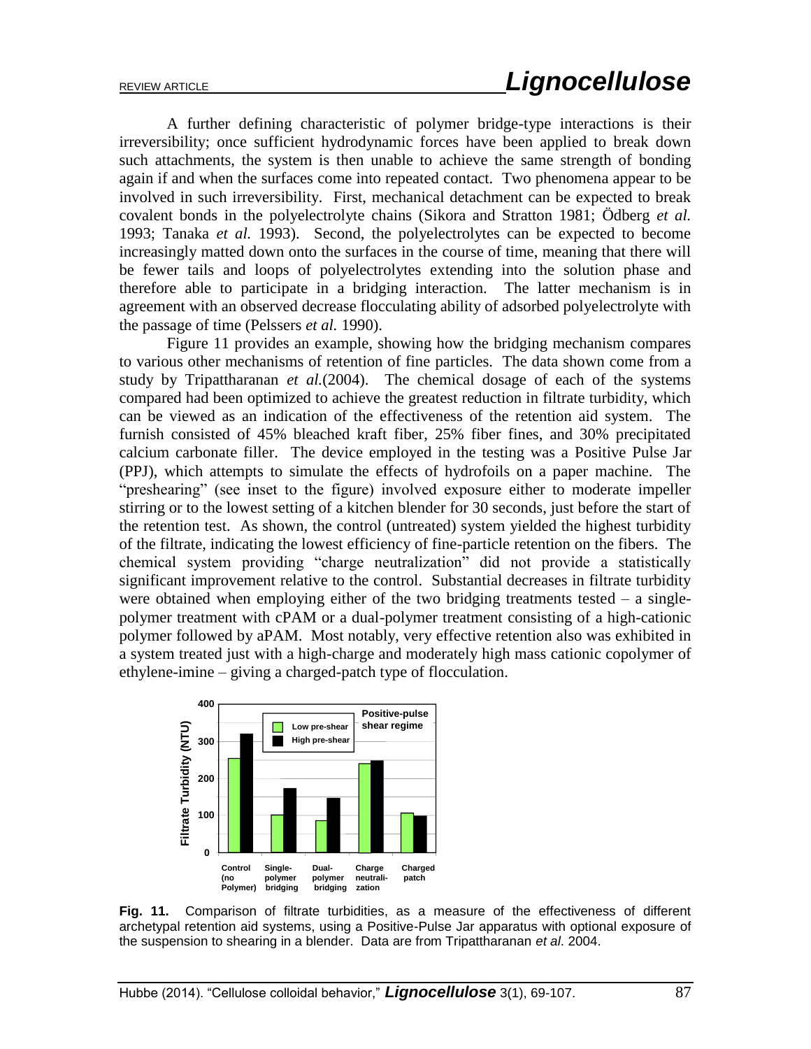A further defining characteristic of polymer bridge-type interactions is their irreversibility; once sufficient hydrodynamic forces have been applied to break down such attachments, the system is then unable to achieve the same strength of bonding again if and when the surfaces come into repeated contact. Two phenomena appear to be involved in such irreversibility. First, mechanical detachment can be expected to break covalent bonds in the polyelectrolyte chains (Sikora and Stratton 1981; Ödberg *et al.* 1993; Tanaka *et al.* 1993). Second, the polyelectrolytes can be expected to become increasingly matted down onto the surfaces in the course of time, meaning that there will be fewer tails and loops of polyelectrolytes extending into the solution phase and therefore able to participate in a bridging interaction. The latter mechanism is in agreement with an observed decrease flocculating ability of adsorbed polyelectrolyte with the passage of time (Pelssers *et al.* 1990).

Figure 11 provides an example, showing how the bridging mechanism compares to various other mechanisms of retention of fine particles. The data shown come from a study by Tripattharanan *et al.*(2004). The chemical dosage of each of the systems compared had been optimized to achieve the greatest reduction in filtrate turbidity, which can be viewed as an indication of the effectiveness of the retention aid system. The furnish consisted of 45% bleached kraft fiber, 25% fiber fines, and 30% precipitated calcium carbonate filler. The device employed in the testing was a Positive Pulse Jar (PPJ), which attempts to simulate the effects of hydrofoils on a paper machine. The "preshearing" (see inset to the figure) involved exposure either to moderate impeller stirring or to the lowest setting of a kitchen blender for 30 seconds, just before the start of the retention test. As shown, the control (untreated) system yielded the highest turbidity of the filtrate, indicating the lowest efficiency of fine-particle retention on the fibers. The chemical system providing "charge neutralization" did not provide a statistically significant improvement relative to the control. Substantial decreases in filtrate turbidity were obtained when employing either of the two bridging treatments tested – a single-polymer treatment with cPAM or a dual-polymer treatment consisting of a high-cationic polymer followed by aPAM. Most notably, very effective retention also was exhibited in a system treated just with a high-charge and moderately high mass cationic copolymer of ethylene-imine – giving a charged-patch type of flocculation.

**Fig. 11.** Comparison of filtrate turbidities, as a measure of the effectiveness of different archetypal retention aid systems, using a Positive-Pulse Jar apparatus with optional exposure of the suspension to shearing in a blender. Data are from Tripattharanan *et al*. 2004.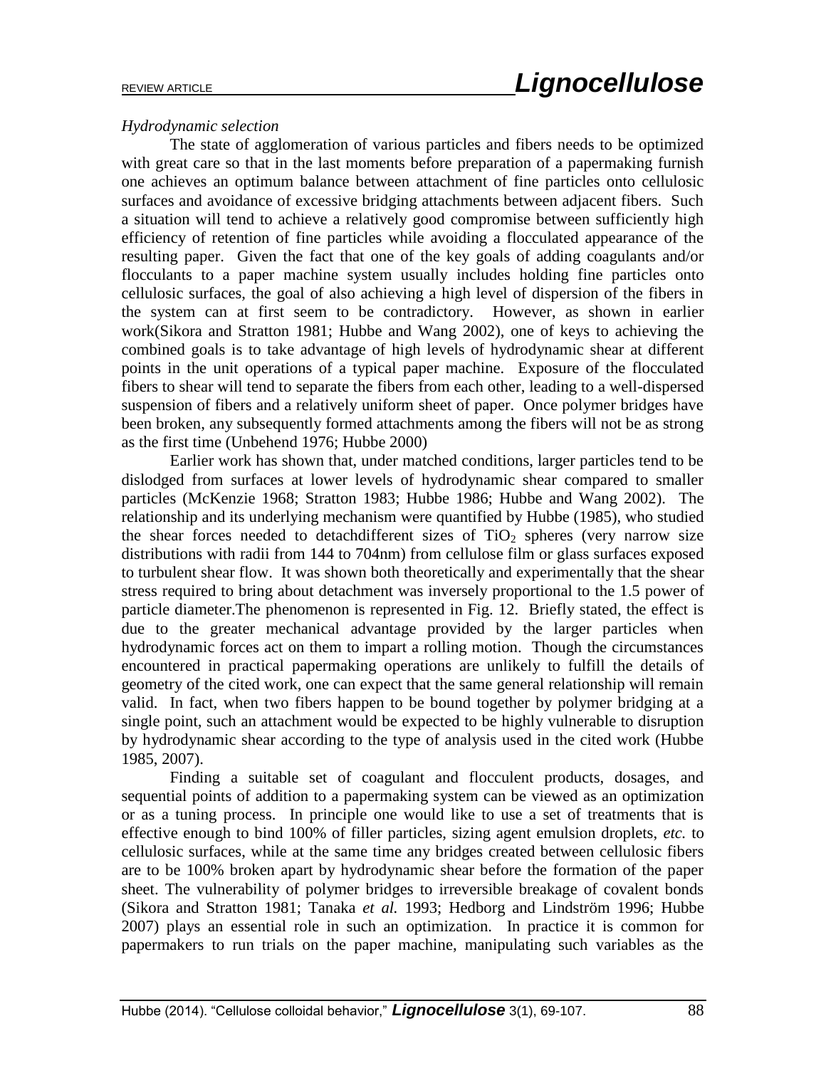*Hydrodynamic selection*

The state of agglomeration of various particles and fibers needs to be optimized with great care so that in the last moments before preparation of a papermaking furnish one achieves an optimum balance between attachment of fine particles onto cellulosic surfaces and avoidance of excessive bridging attachments between adjacent fibers. Such a situation will tend to achieve a relatively good compromise between sufficiently high efficiency of retention of fine particles while avoiding a flocculated appearance of the resulting paper. Given the fact that one of the key goals of adding coagulants and/or flocculants to a paper machine system usually includes holding fine particles onto cellulosic surfaces, the goal of also achieving a high level of dispersion of the fibers in the system can at first seem to be contradictory. However, as shown in earlier work(Sikora and Stratton 1981; Hubbe and Wang 2002), one of keys to achieving the combined goals is to take advantage of high levels of hydrodynamic shear at different points in the unit operations of a typical paper machine. Exposure of the flocculated fibers to shear will tend to separate the fibers from each other, leading to a well-dispersed suspension of fibers and a relatively uniform sheet of paper. Once polymer bridges have been broken, any subsequently formed attachments among the fibers will not be as strong as the first time (Unbehend 1976; Hubbe 2000)

Earlier work has shown that, under matched conditions, larger particles tend to be dislodged from surfaces at lower levels of hydrodynamic shear compared to smaller particles (McKenzie 1968; Stratton 1983; Hubbe 1986; Hubbe and Wang 2002). The relationship and its underlying mechanism were quantified by Hubbe (1985), who studied the shear forces needed to detachdifferent sizes of $TiO_2$ spheres (very narrow size distributions with radii from 144 to 704nm) from cellulose film or glass surfaces exposed to turbulent shear flow. It was shown both theoretically and experimentally that the shear stress required to bring about detachment was inversely proportional to the 1.5 power of particle diameter.The phenomenon is represented in Fig. 12. Briefly stated, the effect is due to the greater mechanical advantage provided by the larger particles when hydrodynamic forces act on them to impart a rolling motion. Though the circumstances encountered in practical papermaking operations are unlikely to fulfill the details of geometry of the cited work, one can expect that the same general relationship will remain valid. In fact, when two fibers happen to be bound together by polymer bridging at a single point, such an attachment would be expected to be highly vulnerable to disruption by hydrodynamic shear according to the type of analysis used in the cited work (Hubbe 1985, 2007).

Finding a suitable set of coagulant and flocculent products, dosages, and sequential points of addition to a papermaking system can be viewed as an optimization or as a tuning process. In principle one would like to use a set of treatments that is effective enough to bind 100% of filler particles, sizing agent emulsion droplets, *etc.* to cellulosic surfaces, while at the same time any bridges created between cellulosic fibers are to be 100% broken apart by hydrodynamic shear before the formation of the paper sheet. The vulnerability of polymer bridges to irreversible breakage of covalent bonds (Sikora and Stratton 1981; Tanaka *et al.* 1993; Hedborg and Lindström 1996; Hubbe 2007) plays an essential role in such an optimization. In practice it is common for papermakers to run trials on the paper machine, manipulating such variables as the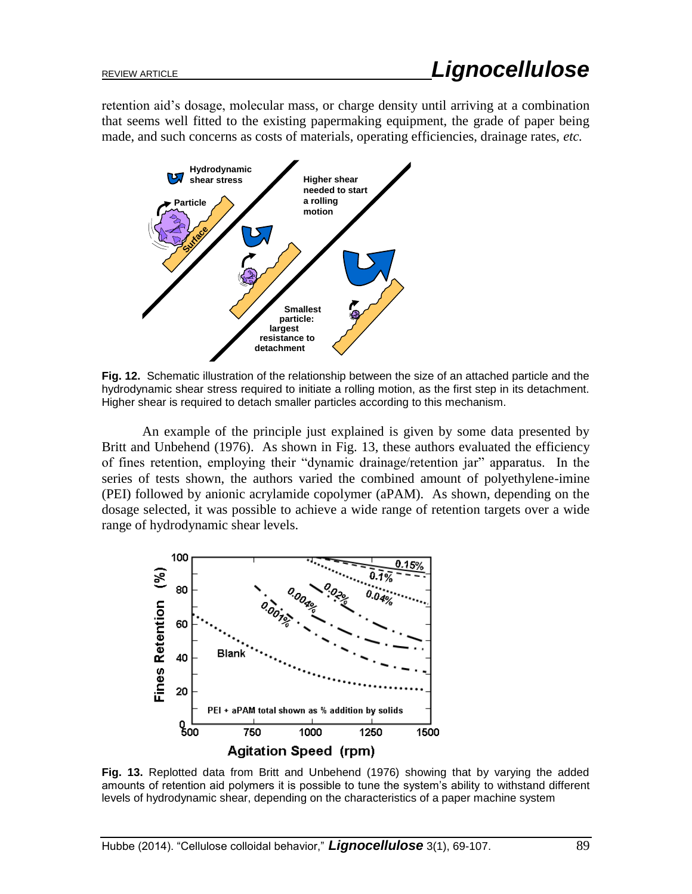retention aid's dosage, molecular mass, or charge density until arriving at a combination that seems well fitted to the existing papermaking equipment, the grade of paper being made, and such concerns as costs of materials, operating efficiencies, drainage rates, *etc.*

**Fig. 12.** Schematic illustration of the relationship between the size of an attached particle and the hydrodynamic shear stress required to initiate a rolling motion, as the first step in its detachment. Higher shear is required to detach smaller particles according to this mechanism.

An example of the principle just explained is given by some data presented by Britt and Unbehend (1976). As shown in Fig. 13, these authors evaluated the efficiency of fines retention, employing their "dynamic drainage/retention jar" apparatus. In the series of tests shown, the authors varied the combined amount of polyethylene-imine (PEI) followed by anionic acrylamide copolymer (aPAM). As shown, depending on the dosage selected, it was possible to achieve a wide range of retention targets over a wide range of hydrodynamic shear levels.

**Fig. 13.** Replotted data from Britt and Unbehend (1976) showing that by varying the added amounts of retention aid polymers it is possible to tune the system's ability to withstand different levels of hydrodynamic shear, depending on the characteristics of a paper machine system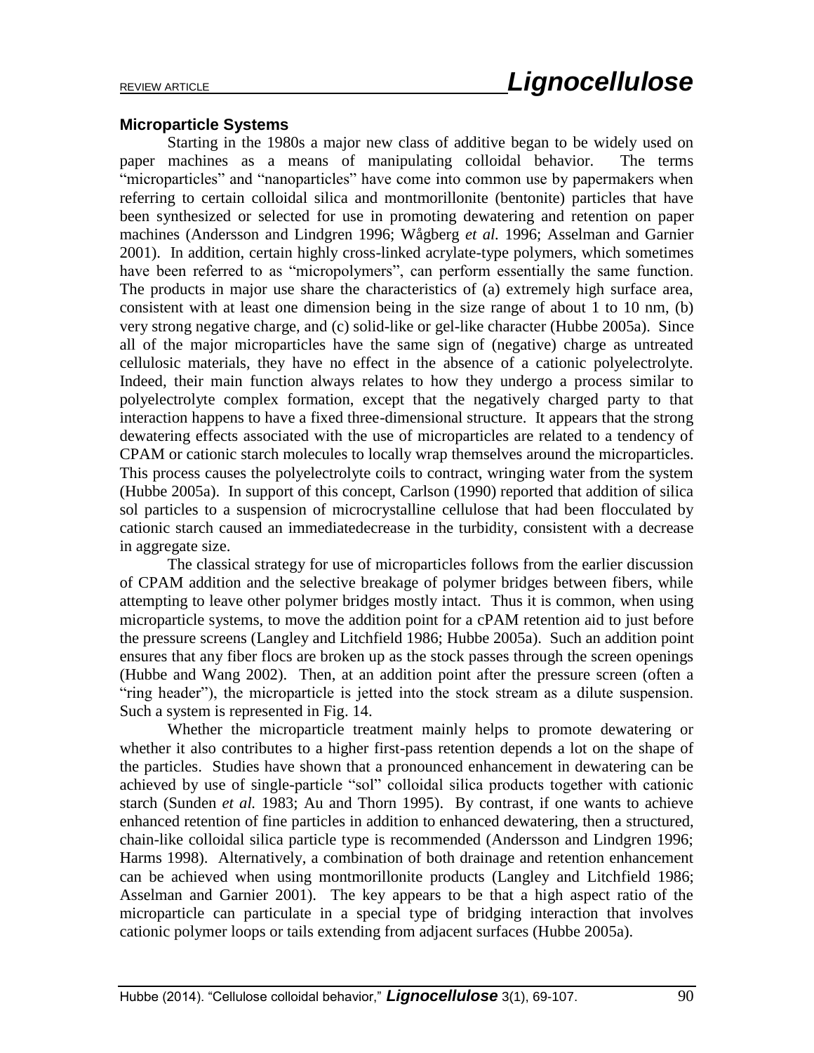### Microparticle Systems

Starting in the 1980s a major new class of additive began to be widely used on paper machines as a means of manipulating colloidal behavior. The terms "microparticles" and "nanoparticles" have come into common use by papermakers when referring to certain colloidal silica and montmorillonite (bentonite) particles that have been synthesized or selected for use in promoting dewatering and retention on paper machines (Andersson and Lindgren 1996; Wågberg *et al.* 1996; Asselman and Garnier 2001). In addition, certain highly cross-linked acrylate-type polymers, which sometimes have been referred to as "micropolymers", can perform essentially the same function. The products in major use share the characteristics of (a) extremely high surface area, consistent with at least one dimension being in the size range of about 1 to 10 nm, (b) very strong negative charge, and (c) solid-like or gel-like character (Hubbe 2005a). Since all of the major microparticles have the same sign of (negative) charge as untreated cellulosic materials, they have no effect in the absence of a cationic polyelectrolyte. Indeed, their main function always relates to how they undergo a process similar to polyelectrolyte complex formation, except that the negatively charged party to that interaction happens to have a fixed three-dimensional structure. It appears that the strong dewatering effects associated with the use of microparticles are related to a tendency of CPAM or cationic starch molecules to locally wrap themselves around the microparticles. This process causes the polyelectrolyte coils to contract, wringing water from the system (Hubbe 2005a). In support of this concept, Carlson (1990) reported that addition of silica sol particles to a suspension of microcrystalline cellulose that had been flocculated by cationic starch caused an immediatedecrease in the turbidity, consistent with a decrease in aggregate size.

The classical strategy for use of microparticles follows from the earlier discussion of CPAM addition and the selective breakage of polymer bridges between fibers, while attempting to leave other polymer bridges mostly intact. Thus it is common, when using microparticle systems, to move the addition point for a cPAM retention aid to just before the pressure screens (Langley and Litchfield 1986; Hubbe 2005a). Such an addition point ensures that any fiber flocs are broken up as the stock passes through the screen openings (Hubbe and Wang 2002). Then, at an addition point after the pressure screen (often a "ring header"), the microparticle is jetted into the stock stream as a dilute suspension. Such a system is represented in Fig. 14.

Whether the microparticle treatment mainly helps to promote dewatering or whether it also contributes to a higher first-pass retention depends a lot on the shape of the particles. Studies have shown that a pronounced enhancement in dewatering can be achieved by use of single-particle "sol" colloidal silica products together with cationic starch (Sunden *et al.* 1983; Au and Thorn 1995). By contrast, if one wants to achieve enhanced retention of fine particles in addition to enhanced dewatering, then a structured, chain-like colloidal silica particle type is recommended (Andersson and Lindgren 1996; Harms 1998). Alternatively, a combination of both drainage and retention enhancement can be achieved when using montmorillonite products (Langley and Litchfield 1986; Asselman and Garnier 2001). The key appears to be that a high aspect ratio of the microparticle can particulate in a special type of bridging interaction that involves cationic polymer loops or tails extending from adjacent surfaces (Hubbe 2005a).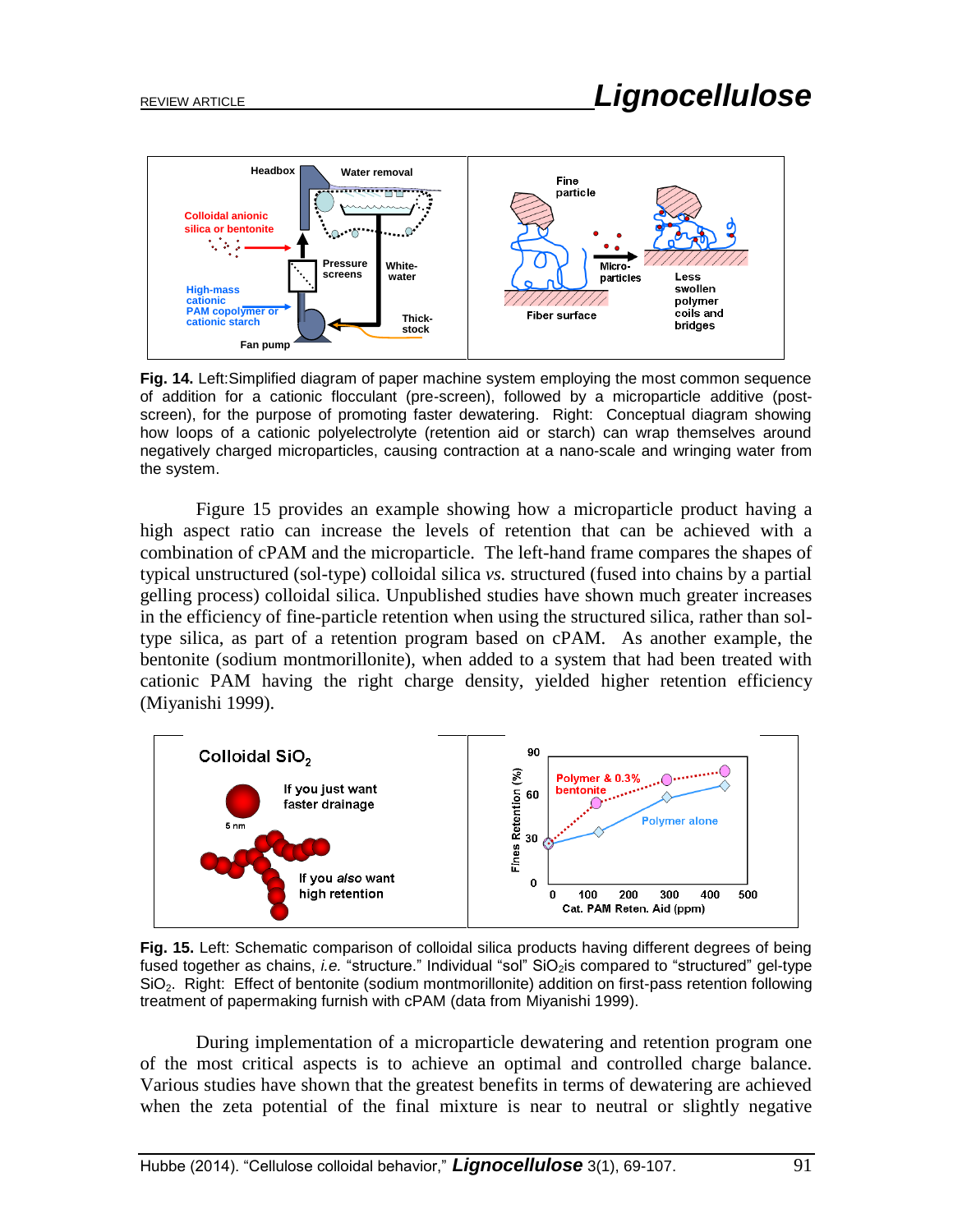**Fig. 14.** Left:Simplified diagram of paper machine system employing the most common sequence of addition for a cationic flocculant (pre-screen), followed by a microparticle additive (post-screen), for the purpose of promoting faster dewatering. Right: Conceptual diagram showing how loops of a cationic polyelectrolyte (retention aid or starch) can wrap themselves around negatively charged microparticles, causing contraction at a nano-scale and wringing water from the system.

Figure 15 provides an example showing how a microparticle product having a high aspect ratio can increase the levels of retention that can be achieved with a combination of cPAM and the microparticle. The left-hand frame compares the shapes of typical unstructured (sol-type) colloidal silica *vs.* structured (fused into chains by a partial gelling process) colloidal silica. Unpublished studies have shown much greater increases in the efficiency of fine-particle retention when using the structured silica, rather than sol-type silica, as part of a retention program based on cPAM. As another example, the bentonite (sodium montmorillonite), when added to a system that had been treated with cationic PAM having the right charge density, yielded higher retention efficiency (Miyanishi 1999).

**Fig. 15.** Left: Schematic comparison of colloidal silica products having different degrees of being fused together as chains, *i.e.* "structure." Individual "sol" $SiO_2$ is compared to "structured" gel-type $SiO_2$. Right: Effect of bentonite (sodium montmorillonite) addition on first-pass retention following treatment of papermaking furnish with cPAM (data from Miyanishi 1999).

During implementation of a microparticle dewatering and retention program one of the most critical aspects is to achieve an optimal and controlled charge balance. Various studies have shown that the greatest benefits in terms of dewatering are achieved when the zeta potential of the final mixture is near to neutral or slightly negative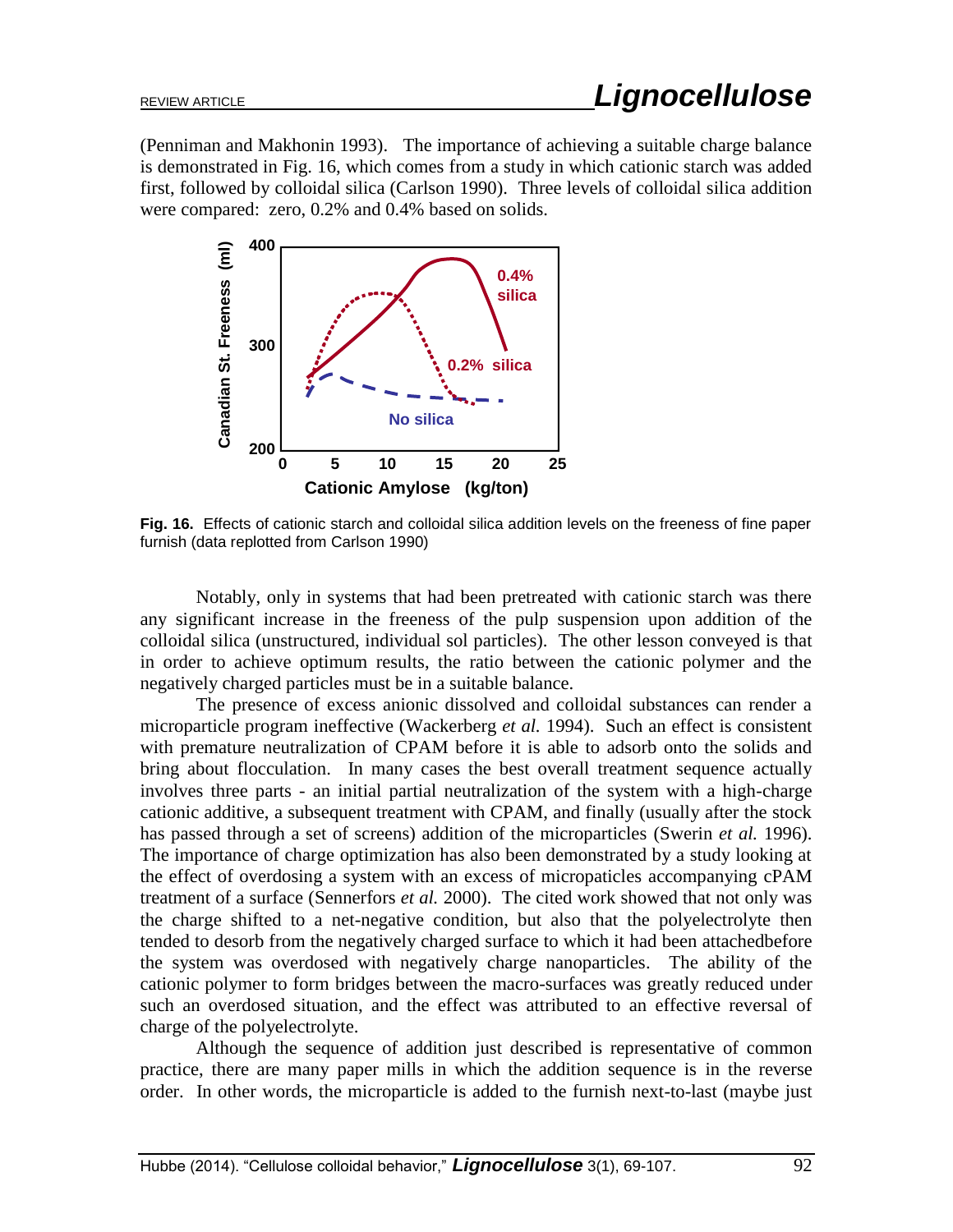(Penniman and Makhonin 1993). The importance of achieving a suitable charge balance is demonstrated in Fig. 16, which comes from a study in which cationic starch was added first, followed by colloidal silica (Carlson 1990). Three levels of colloidal silica addition were compared: zero, 0.2% and 0.4% based on solids.

**Fig. 16.** Effects of cationic starch and colloidal silica addition levels on the freeness of fine paper furnish (data replotted from Carlson 1990)

Notably, only in systems that had been pretreated with cationic starch was there any significant increase in the freeness of the pulp suspension upon addition of the colloidal silica (unstructured, individual sol particles). The other lesson conveyed is that in order to achieve optimum results, the ratio between the cationic polymer and the negatively charged particles must be in a suitable balance.

The presence of excess anionic dissolved and colloidal substances can render a microparticle program ineffective (Wackerberg *et al.* 1994). Such an effect is consistent with premature neutralization of CPAM before it is able to adsorb onto the solids and bring about flocculation. In many cases the best overall treatment sequence actually involves three parts - an initial partial neutralization of the system with a high-charge cationic additive, a subsequent treatment with CPAM, and finally (usually after the stock has passed through a set of screens) addition of the microparticles (Swerin *et al.* 1996). The importance of charge optimization has also been demonstrated by a study looking at the effect of overdosing a system with an excess of micropaticles accompanying cPAM treatment of a surface (Sennerfors *et al.* 2000). The cited work showed that not only was the charge shifted to a net-negative condition, but also that the polyelectrolyte then tended to desorb from the negatively charged surface to which it had been attachedbefore the system was overdosed with negatively charge nanoparticles. The ability of the cationic polymer to form bridges between the macro-surfaces was greatly reduced under such an overdosed situation, and the effect was attributed to an effective reversal of charge of the polyelectrolyte.

Although the sequence of addition just described is representative of common practice, there are many paper mills in which the addition sequence is in the reverse order. In other words, the microparticle is added to the furnish next-to-last (maybe just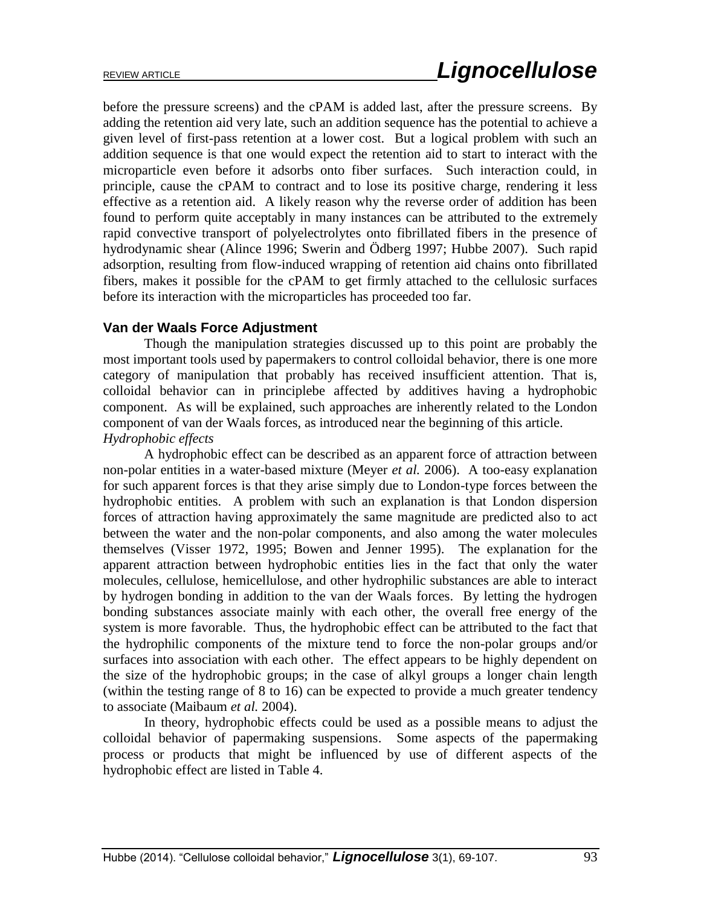before the pressure screens) and the cPAM is added last, after the pressure screens. By adding the retention aid very late, such an addition sequence has the potential to achieve a given level of first-pass retention at a lower cost. But a logical problem with such an addition sequence is that one would expect the retention aid to start to interact with the microparticle even before it adsorbs onto fiber surfaces. Such interaction could, in principle, cause the cPAM to contract and to lose its positive charge, rendering it less effective as a retention aid. A likely reason why the reverse order of addition has been found to perform quite acceptably in many instances can be attributed to the extremely rapid convective transport of polyelectrolytes onto fibrillated fibers in the presence of hydrodynamic shear (Alince 1996; Swerin and Ödberg 1997; Hubbe 2007). Such rapid adsorption, resulting from flow-induced wrapping of retention aid chains onto fibrillated fibers, makes it possible for the cPAM to get firmly attached to the cellulosic surfaces before its interaction with the microparticles has proceeded too far.

### Van der Waals Force Adjustment

Though the manipulation strategies discussed up to this point are probably the most important tools used by papermakers to control colloidal behavior, there is one more category of manipulation that probably has received insufficient attention. That is, colloidal behavior can in principlebe affected by additives having a hydrophobic component. As will be explained, such approaches are inherently related to the London component of van der Waals forces, as introduced near the beginning of this article.

*Hydrophobic effects*

A hydrophobic effect can be described as an apparent force of attraction between non-polar entities in a water-based mixture (Meyer *et al.* 2006). A too-easy explanation for such apparent forces is that they arise simply due to London-type forces between the hydrophobic entities. A problem with such an explanation is that London dispersion forces of attraction having approximately the same magnitude are predicted also to act between the water and the non-polar components, and also among the water molecules themselves (Visser 1972, 1995; Bowen and Jenner 1995). The explanation for the apparent attraction between hydrophobic entities lies in the fact that only the water molecules, cellulose, hemicellulose, and other hydrophilic substances are able to interact by hydrogen bonding in addition to the van der Waals forces. By letting the hydrogen bonding substances associate mainly with each other, the overall free energy of the system is more favorable. Thus, the hydrophobic effect can be attributed to the fact that the hydrophilic components of the mixture tend to force the non-polar groups and/or surfaces into association with each other. The effect appears to be highly dependent on the size of the hydrophobic groups; in the case of alkyl groups a longer chain length (within the testing range of 8 to 16) can be expected to provide a much greater tendency to associate (Maibaum *et al.* 2004).

In theory, hydrophobic effects could be used as a possible means to adjust the colloidal behavior of papermaking suspensions. Some aspects of the papermaking process or products that might be influenced by use of different aspects of the hydrophobic effect are listed in Table 4.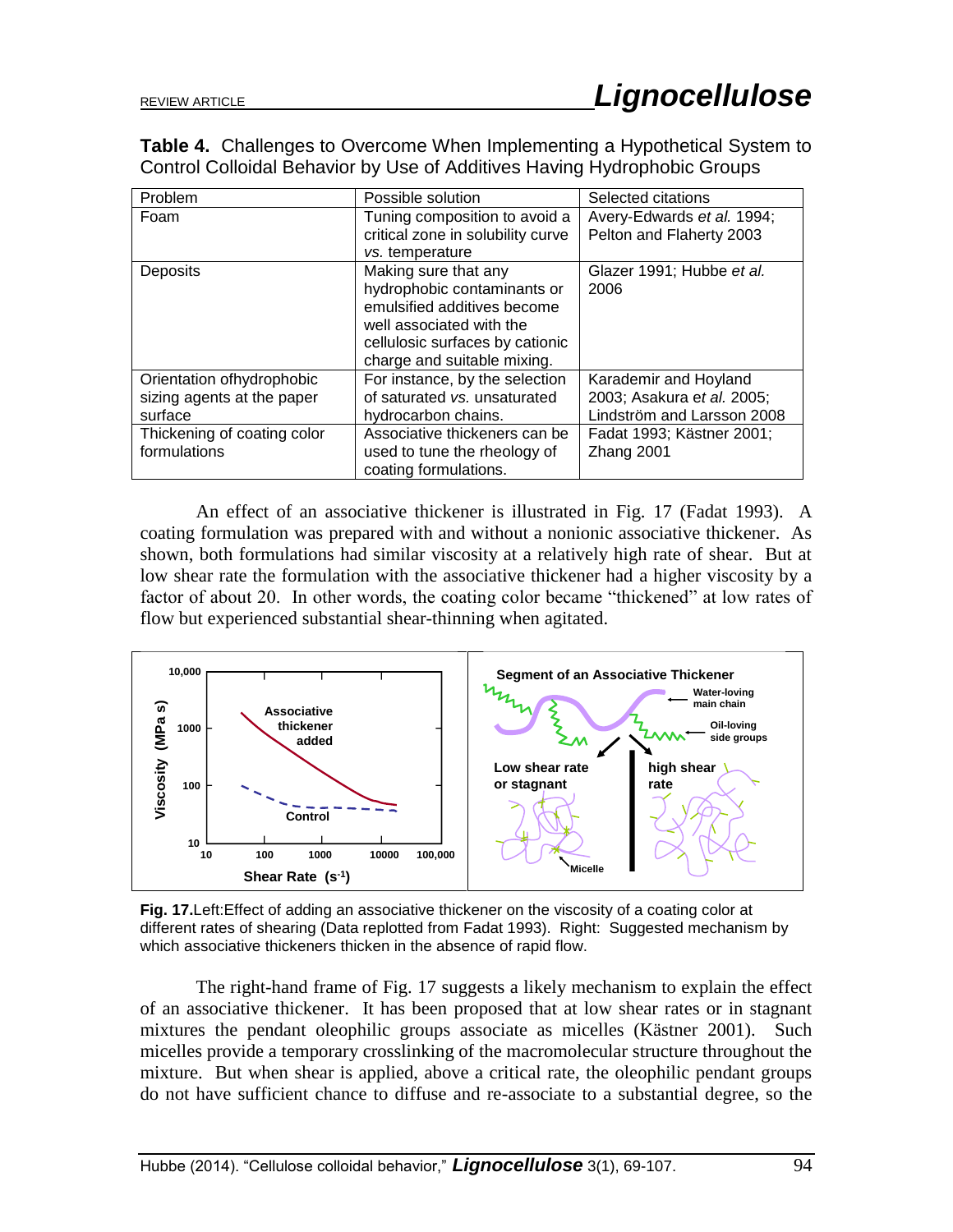**Table 4.** Challenges to Overcome When Implementing a Hypothetical System to Control Colloidal Behavior by Use of Additives Having Hydrophobic Groups

| Problem | Possible solution | Selected citations |
|---|---|---|
| Foam | Tuning composition to avoid a critical zone in solubility curve *vs.* temperature | Avery-Edwards *et al.* 1994; Pelton and Flaherty 2003 |
| Deposits | Making sure that any hydrophobic contaminants or emulsified additives become well associated with the cellulosic surfaces by cationic charge and suitable mixing. | Glazer 1991; Hubbe *et al.* 2006 |
| Orientation ofhydrophobic sizing agents at the paper surface | For instance, by the selection of saturated *vs.* unsaturated hydrocarbon chains. | Karademir and Hoyland 2003; Asakura *et al.* 2005; Lindström and Larsson 2008 |
| Thickening of coating color formulations | Associative thickeners can be used to tune the rheology of coating formulations. | Fadat 1993; Kästner 2001; Zhang 2001 |

An effect of an associative thickener is illustrated in Fig. 17 (Fadat 1993). A coating formulation was prepared with and without a nonionic associative thickener. As shown, both formulations had similar viscosity at a relatively high rate of shear. But at low shear rate the formulation with the associative thickener had a higher viscosity by a factor of about 20. In other words, the coating color became "thickened" at low rates of flow but experienced substantial shear-thinning when agitated.

**Fig. 17.**Left:Effect of adding an associative thickener on the viscosity of a coating color at different rates of shearing (Data replotted from Fadat 1993). Right: Suggested mechanism by which associative thickeners thicken in the absence of rapid flow.

The right-hand frame of Fig. 17 suggests a likely mechanism to explain the effect of an associative thickener. It has been proposed that at low shear rates or in stagnant mixtures the pendant oleophilic groups associate as micelles (Kästner 2001). Such micelles provide a temporary crosslinking of the macromolecular structure throughout the mixture. But when shear is applied, above a critical rate, the oleophilic pendant groups do not have sufficient chance to diffuse and re-associate to a substantial degree, so the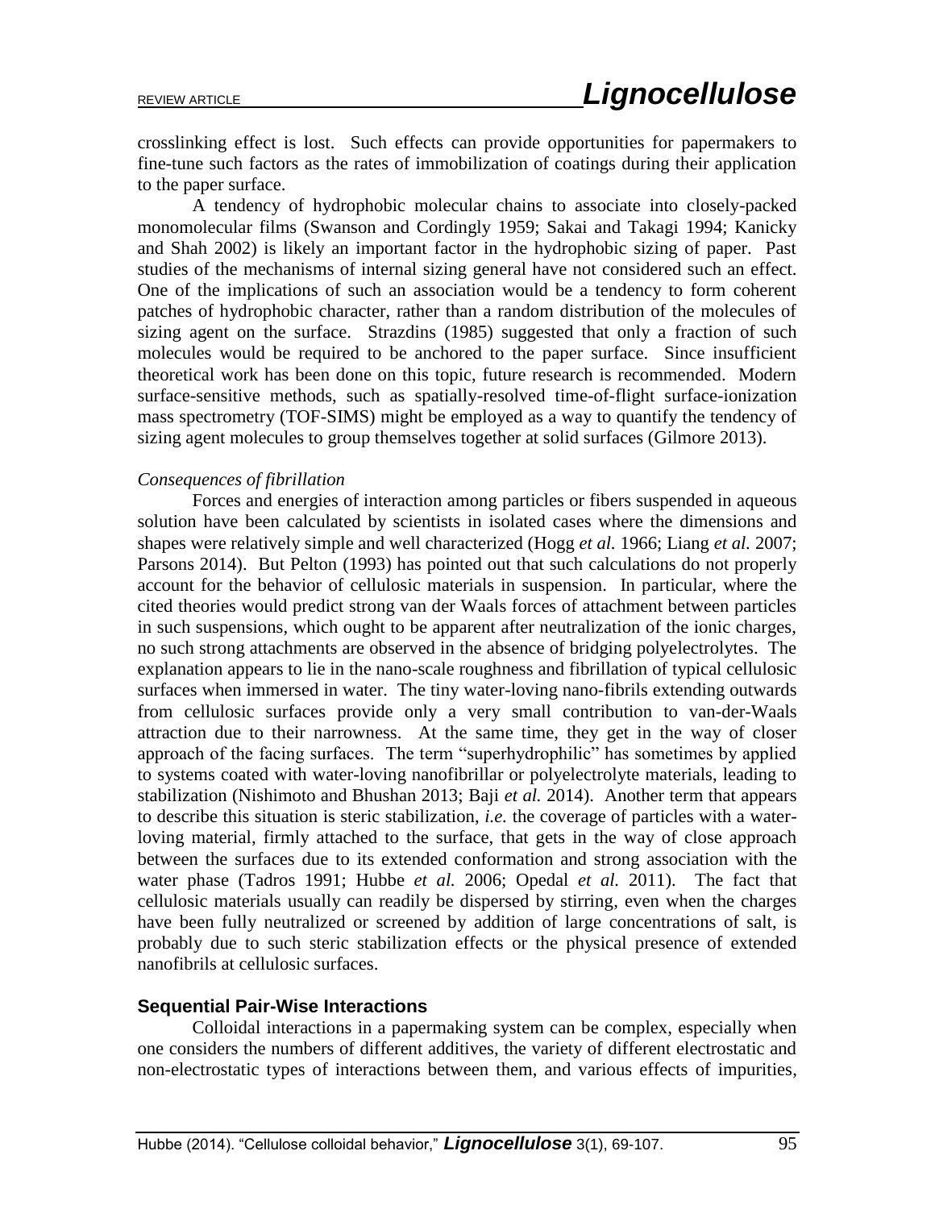crosslinking effect is lost. Such effects can provide opportunities for papermakers to fine-tune such factors as the rates of immobilization of coatings during their application to the paper surface.

A tendency of hydrophobic molecular chains to associate into closely-packed monomolecular films (Swanson and Cordingly 1959; Sakai and Takagi 1994; Kanicky and Shah 2002) is likely an important factor in the hydrophobic sizing of paper. Past studies of the mechanisms of internal sizing general have not considered such an effect. One of the implications of such an association would be a tendency to form coherent patches of hydrophobic character, rather than a random distribution of the molecules of sizing agent on the surface. Strazdins (1985) suggested that only a fraction of such molecules would be required to be anchored to the paper surface. Since insufficient theoretical work has been done on this topic, future research is recommended. Modern surface-sensitive methods, such as spatially-resolved time-of-flight surface-ionization mass spectrometry (TOF-SIMS) might be employed as a way to quantify the tendency of sizing agent molecules to group themselves together at solid surfaces (Gilmore 2013).

*Consequences of fibrillation*

Forces and energies of interaction among particles or fibers suspended in aqueous solution have been calculated by scientists in isolated cases where the dimensions and shapes were relatively simple and well characterized (Hogg *et al.* 1966; Liang *et al.* 2007; Parsons 2014). But Pelton (1993) has pointed out that such calculations do not properly account for the behavior of cellulosic materials in suspension. In particular, where the cited theories would predict strong van der Waals forces of attachment between particles in such suspensions, which ought to be apparent after neutralization of the ionic charges, no such strong attachments are observed in the absence of bridging polyelectrolytes. The explanation appears to lie in the nano-scale roughness and fibrillation of typical cellulosic surfaces when immersed in water. The tiny water-loving nano-fibrils extending outwards from cellulosic surfaces provide only a very small contribution to van-der-Waals attraction due to their narrowness. At the same time, they get in the way of closer approach of the facing surfaces. The term "superhydrophilic" has sometimes by applied to systems coated with water-loving nanofibrillar or polyelectrolyte materials, leading to stabilization (Nishimoto and Bhushan 2013; Baji *et al.* 2014). Another term that appears to describe this situation is steric stabilization, *i.e.* the coverage of particles with a water-loving material, firmly attached to the surface, that gets in the way of close approach between the surfaces due to its extended conformation and strong association with the water phase (Tadros 1991; Hubbe *et al.* 2006; Opedal *et al.* 2011). The fact that cellulosic materials usually can readily be dispersed by stirring, even when the charges have been fully neutralized or screened by addition of large concentrations of salt, is probably due to such steric stabilization effects or the physical presence of extended nanofibrils at cellulosic surfaces.

## Sequential Pair-Wise Interactions

Colloidal interactions in a papermaking system can be complex, especially when one considers the numbers of different additives, the variety of different electrostatic and non-electrostatic types of interactions between them, and various effects of impurities,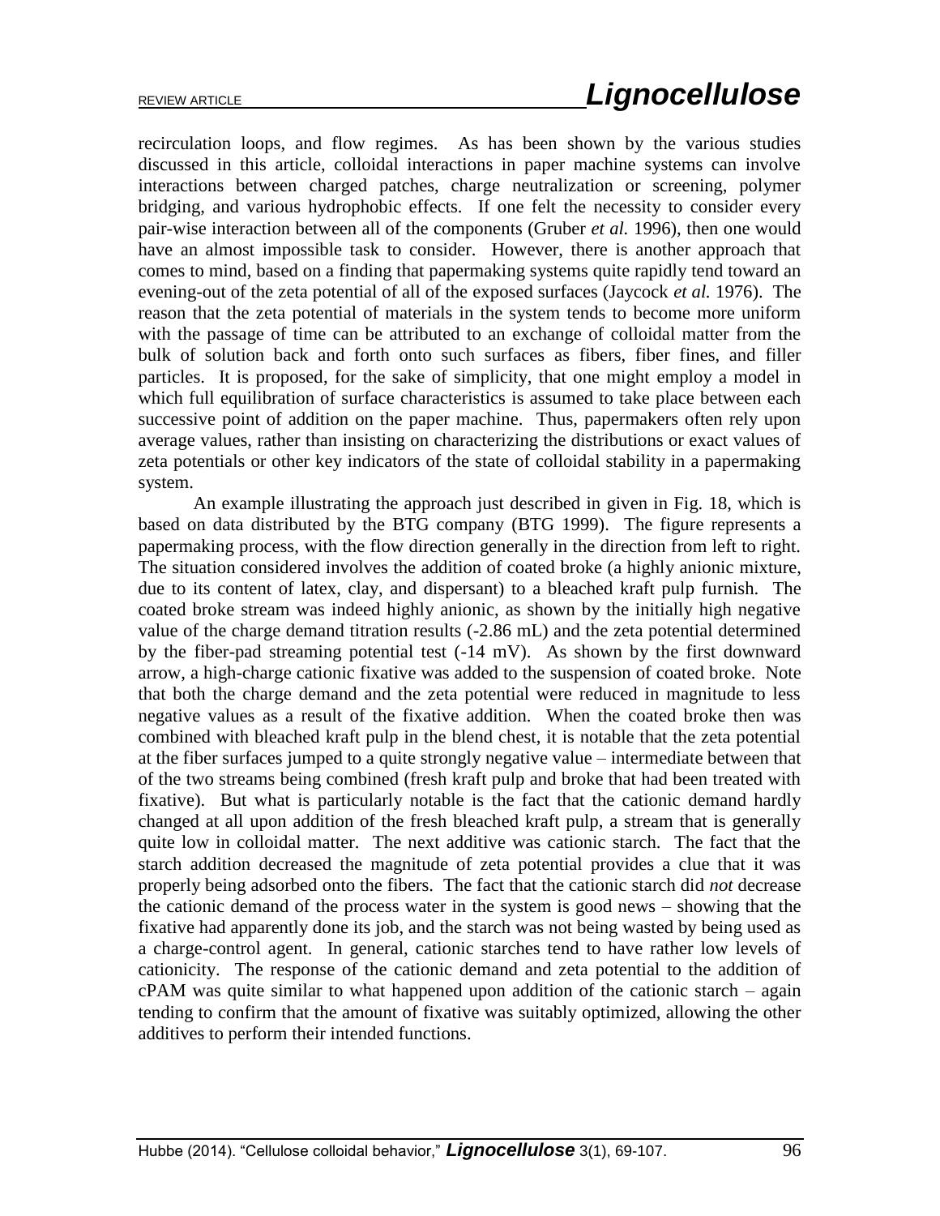recirculation loops, and flow regimes. As has been shown by the various studies discussed in this article, colloidal interactions in paper machine systems can involve interactions between charged patches, charge neutralization or screening, polymer bridging, and various hydrophobic effects. If one felt the necessity to consider every pair-wise interaction between all of the components (Gruber *et al.* 1996), then one would have an almost impossible task to consider. However, there is another approach that comes to mind, based on a finding that papermaking systems quite rapidly tend toward an evening-out of the zeta potential of all of the exposed surfaces (Jaycock *et al.* 1976). The reason that the zeta potential of materials in the system tends to become more uniform with the passage of time can be attributed to an exchange of colloidal matter from the bulk of solution back and forth onto such surfaces as fibers, fiber fines, and filler particles. It is proposed, for the sake of simplicity, that one might employ a model in which full equilibration of surface characteristics is assumed to take place between each successive point of addition on the paper machine. Thus, papermakers often rely upon average values, rather than insisting on characterizing the distributions or exact values of zeta potentials or other key indicators of the state of colloidal stability in a papermaking system.

An example illustrating the approach just described in given in Fig. 18, which is based on data distributed by the BTG company (BTG 1999). The figure represents a papermaking process, with the flow direction generally in the direction from left to right. The situation considered involves the addition of coated broke (a highly anionic mixture, due to its content of latex, clay, and dispersant) to a bleached kraft pulp furnish. The coated broke stream was indeed highly anionic, as shown by the initially high negative value of the charge demand titration results (-2.86 mL) and the zeta potential determined by the fiber-pad streaming potential test (-14 mV). As shown by the first downward arrow, a high-charge cationic fixative was added to the suspension of coated broke. Note that both the charge demand and the zeta potential were reduced in magnitude to less negative values as a result of the fixative addition. When the coated broke then was combined with bleached kraft pulp in the blend chest, it is notable that the zeta potential at the fiber surfaces jumped to a quite strongly negative value – intermediate between that of the two streams being combined (fresh kraft pulp and broke that had been treated with fixative). But what is particularly notable is the fact that the cationic demand hardly changed at all upon addition of the fresh bleached kraft pulp, a stream that is generally quite low in colloidal matter. The next additive was cationic starch. The fact that the starch addition decreased the magnitude of zeta potential provides a clue that it was properly being adsorbed onto the fibers. The fact that the cationic starch did *not* decrease the cationic demand of the process water in the system is good news – showing that the fixative had apparently done its job, and the starch was not being wasted by being used as a charge-control agent. In general, cationic starches tend to have rather low levels of cationicity. The response of the cationic demand and zeta potential to the addition of cPAM was quite similar to what happened upon addition of the cationic starch – again tending to confirm that the amount of fixative was suitably optimized, allowing the other additives to perform their intended functions.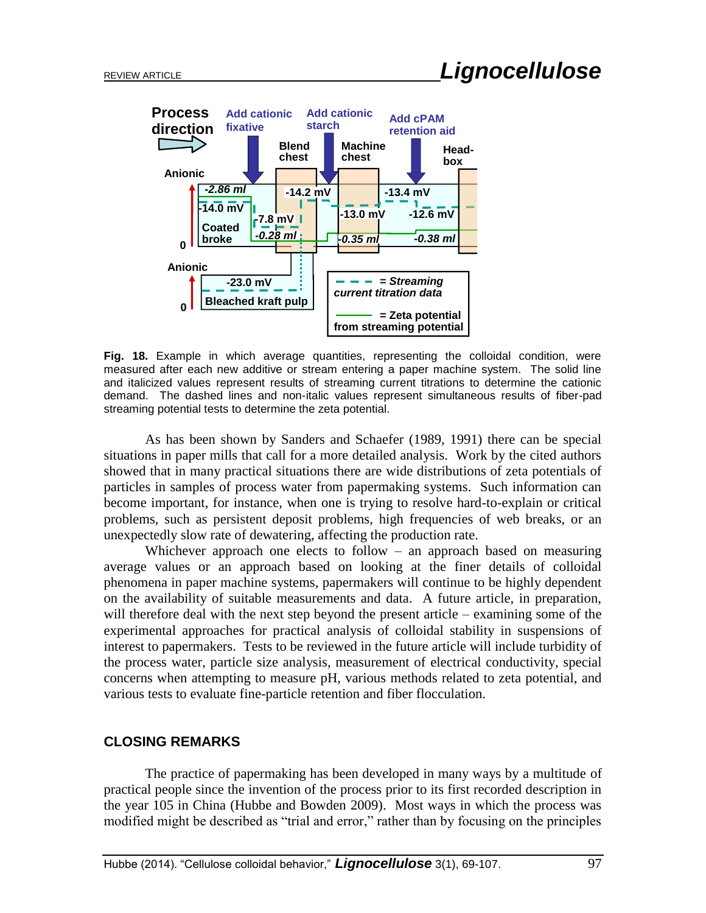**Fig. 18.** Example in which average quantities, representing the colloidal condition, were measured after each new additive or stream entering a paper machine system. The solid line and italicized values represent results of streaming current titrations to determine the cationic demand. The dashed lines and non-italic values represent simultaneous results of fiber-pad streaming potential tests to determine the zeta potential.

As has been shown by Sanders and Schaefer (1989, 1991) there can be special situations in paper mills that call for a more detailed analysis. Work by the cited authors showed that in many practical situations there are wide distributions of zeta potentials of particles in samples of process water from papermaking systems. Such information can become important, for instance, when one is trying to resolve hard-to-explain or critical problems, such as persistent deposit problems, high frequencies of web breaks, or an unexpectedly slow rate of dewatering, affecting the production rate.

Whichever approach one elects to follow – an approach based on measuring average values or an approach based on looking at the finer details of colloidal phenomena in paper machine systems, papermakers will continue to be highly dependent on the availability of suitable measurements and data. A future article, in preparation, will therefore deal with the next step beyond the present article – examining some of the experimental approaches for practical analysis of colloidal stability in suspensions of interest to papermakers. Tests to be reviewed in the future article will include turbidity of the process water, particle size analysis, measurement of electrical conductivity, special concerns when attempting to measure pH, various methods related to zeta potential, and various tests to evaluate fine-particle retention and fiber flocculation.

## CLOSING REMARKS

The practice of papermaking has been developed in many ways by a multitude of practical people since the invention of the process prior to its first recorded description in the year 105 in China (Hubbe and Bowden 2009). Most ways in which the process was modified might be described as "trial and error," rather than by focusing on the principles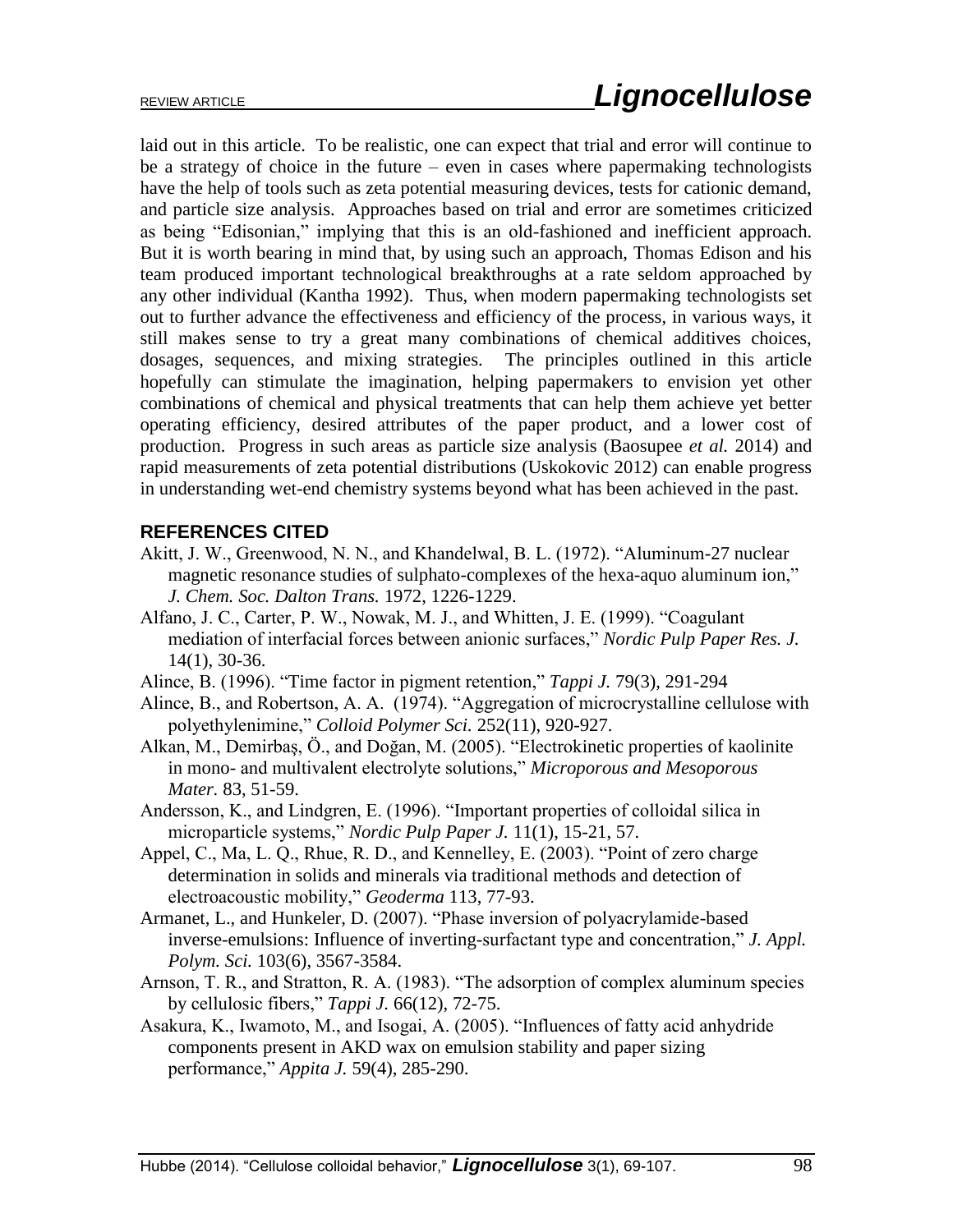laid out in this article. To be realistic, one can expect that trial and error will continue to be a strategy of choice in the future – even in cases where papermaking technologists have the help of tools such as zeta potential measuring devices, tests for cationic demand, and particle size analysis. Approaches based on trial and error are sometimes criticized as being "Edisonian," implying that this is an old-fashioned and inefficient approach. But it is worth bearing in mind that, by using such an approach, Thomas Edison and his team produced important technological breakthroughs at a rate seldom approached by any other individual (Kantha 1992). Thus, when modern papermaking technologists set out to further advance the effectiveness and efficiency of the process, in various ways, it still makes sense to try a great many combinations of chemical additives choices, dosages, sequences, and mixing strategies. The principles outlined in this article hopefully can stimulate the imagination, helping papermakers to envision yet other combinations of chemical and physical treatments that can help them achieve yet better operating efficiency, desired attributes of the paper product, and a lower cost of production. Progress in such areas as particle size analysis (Baosupee *et al.* 2014) and rapid measurements of zeta potential distributions (Uskokovic 2012) can enable progress in understanding wet-end chemistry systems beyond what has been achieved in the past.

## REFERENCES CITED

Akitt, J. W., Greenwood, N. N., and Khandelwal, B. L. (1972). "Aluminum-27 nuclear magnetic resonance studies of sulphato-complexes of the hexa-aquo aluminum ion," *J. Chem. Soc. Dalton Trans.* 1972, 1226-1229.

Alfano, J. C., Carter, P. W., Nowak, M. J., and Whitten, J. E. (1999). "Coagulant mediation of interfacial forces between anionic surfaces," *Nordic Pulp Paper Res. J.* 14(1), 30-36.

Alince, B. (1996). "Time factor in pigment retention," *Tappi J.* 79(3), 291-294

Alince, B., and Robertson, A. A. (1974). "Aggregation of microcrystalline cellulose with polyethylenimine," *Colloid Polymer Sci.* 252(11), 920-927.

Alkan, M., Demirbaş, Ö., and Doğan, M. (2005). "Electrokinetic properties of kaolinite in mono- and multivalent electrolyte solutions," *Microporous and Mesoporous Mater.* 83, 51-59.

Andersson, K., and Lindgren, E. (1996). "Important properties of colloidal silica in microparticle systems," *Nordic Pulp Paper J.* 11(1), 15-21, 57.

Appel, C., Ma, L. Q., Rhue, R. D., and Kennelley, E. (2003). "Point of zero charge determination in solids and minerals via traditional methods and detection of electroacoustic mobility," *Geoderma* 113, 77-93.

Armanet, L., and Hunkeler, D. (2007). "Phase inversion of polyacrylamide-based inverse-emulsions: Influence of inverting-surfactant type and concentration," *J. Appl. Polym. Sci.* 103(6), 3567-3584.

Arnson, T. R., and Stratton, R. A. (1983). "The adsorption of complex aluminum species by cellulosic fibers," *Tappi J.* 66(12), 72-75.

Asakura, K., Iwamoto, M., and Isogai, A. (2005). "Influences of fatty acid anhydride components present in AKD wax on emulsion stability and paper sizing performance," *Appita J.* 59(4), 285-290.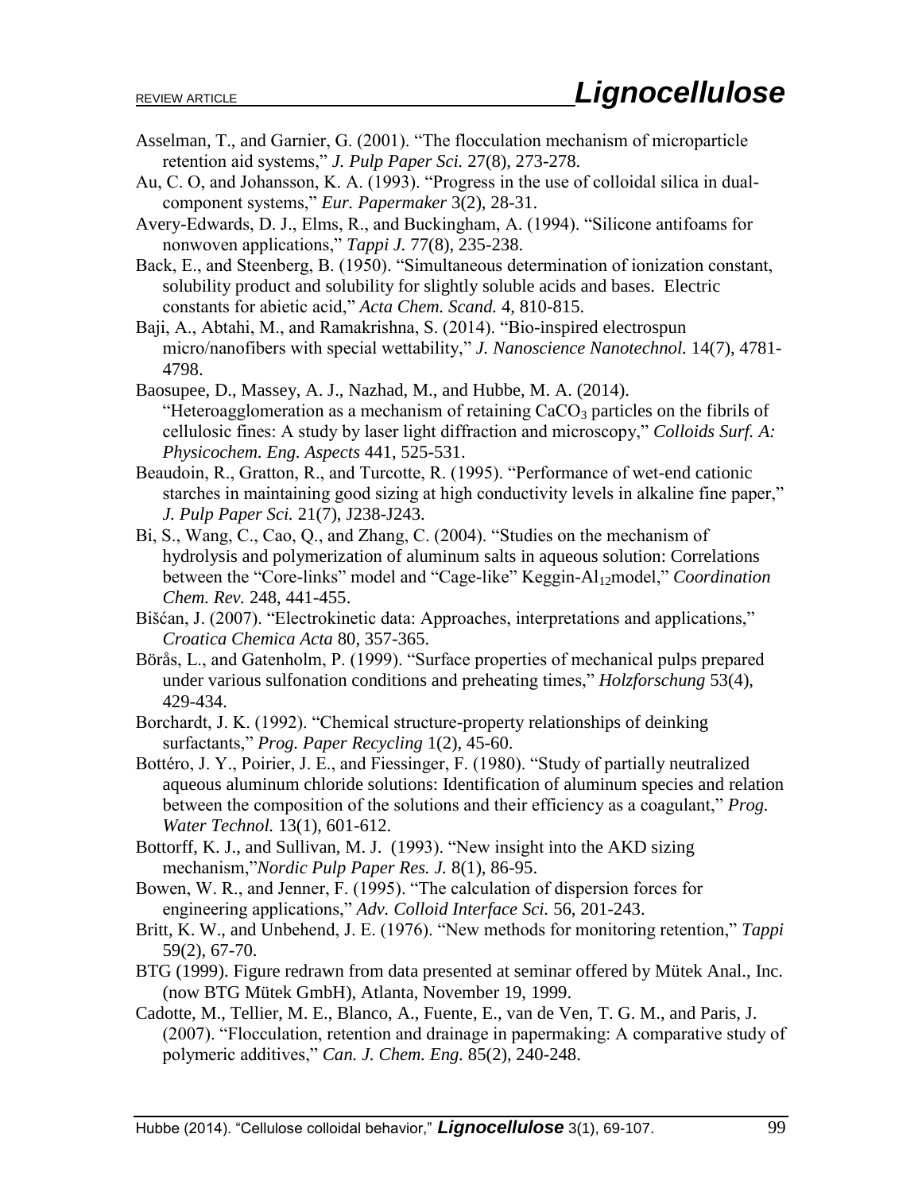Asselman, T., and Garnier, G. (2001). "The flocculation mechanism of microparticle retention aid systems," *J. Pulp Paper Sci.* 27(8), 273-278.

Au, C. O, and Johansson, K. A. (1993). "Progress in the use of colloidal silica in dual-component systems," *Eur. Papermaker* 3(2), 28-31.

Avery-Edwards, D. J., Elms, R., and Buckingham, A. (1994). "Silicone antifoams for nonwoven applications," *Tappi J.* 77(8), 235-238.

Back, E., and Steenberg, B. (1950). "Simultaneous determination of ionization constant, solubility product and solubility for slightly soluble acids and bases. Electric constants for abietic acid," *Acta Chem. Scand.* 4, 810-815.

Baji, A., Abtahi, M., and Ramakrishna, S. (2014). "Bio-inspired electrospun micro/nanofibers with special wettability," *J. Nanoscience Nanotechnol.* 14(7), 4781-4798.

Baosupee, D., Massey, A. J., Nazhad, M., and Hubbe, M. A. (2014). "Heteroagglomeration as a mechanism of retaining $CaCO_3$ particles on the fibrils of cellulosic fines: A study by laser light diffraction and microscopy," *Colloids Surf. A: Physicochem. Eng. Aspects* 441, 525-531.

Beaudoin, R., Gratton, R., and Turcotte, R. (1995). "Performance of wet-end cationic starches in maintaining good sizing at high conductivity levels in alkaline fine paper," *J. Pulp Paper Sci.* 21(7), J238-J243.

Bi, S., Wang, C., Cao, Q., and Zhang, C. (2004). "Studies on the mechanism of hydrolysis and polymerization of aluminum salts in aqueous solution: Correlations between the "Core-links" model and "Cage-like" Keggin-$Al_{12}$model," *Coordination Chem. Rev.* 248, 441-455.

Bišćan, J. (2007). "Electrokinetic data: Approaches, interpretations and applications," *Croatica Chemica Acta* 80, 357-365.

Börås, L., and Gatenholm, P. (1999). "Surface properties of mechanical pulps prepared under various sulfonation conditions and preheating times," *Holzforschung* 53(4), 429-434.

Borchardt, J. K. (1992). "Chemical structure-property relationships of deinking surfactants," *Prog. Paper Recycling* 1(2), 45-60.

Bottéro, J. Y., Poirier, J. E., and Fiessinger, F. (1980). "Study of partially neutralized aqueous aluminum chloride solutions: Identification of aluminum species and relation between the composition of the solutions and their efficiency as a coagulant," *Prog. Water Technol.* 13(1), 601-612.

Bottorff, K. J., and Sullivan, M. J. (1993). "New insight into the AKD sizing mechanism,"*Nordic Pulp Paper Res. J.* 8(1), 86-95.

Bowen, W. R., and Jenner, F. (1995). "The calculation of dispersion forces for engineering applications," *Adv. Colloid Interface Sci.* 56, 201-243.

Britt, K. W., and Unbehend, J. E. (1976). "New methods for monitoring retention," *Tappi* 59(2), 67-70.

BTG (1999). Figure redrawn from data presented at seminar offered by Mütek Anal., Inc. (now BTG Mütek GmbH), Atlanta, November 19, 1999.

Cadotte, M., Tellier, M. E., Blanco, A., Fuente, E., van de Ven, T. G. M., and Paris, J. (2007). "Flocculation, retention and drainage in papermaking: A comparative study of polymeric additives," *Can. J. Chem. Eng.* 85(2), 240-248.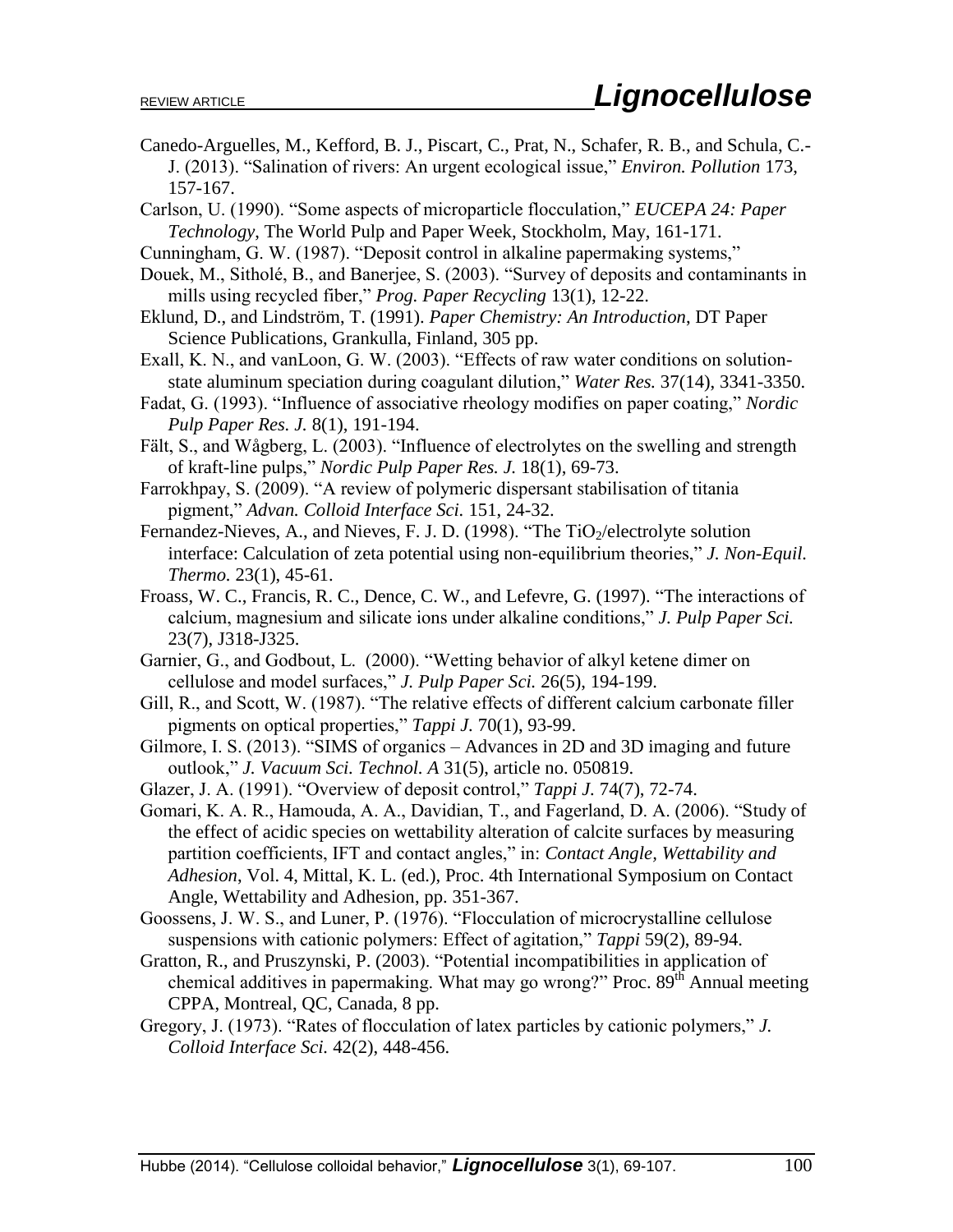Canedo-Arguelles, M., Kefford, B. J., Piscart, C., Prat, N., Schafer, R. B., and Schula, C.-J. (2013). "Salination of rivers: An urgent ecological issue," *Environ. Pollution* 173, 157-167.

Carlson, U. (1990). "Some aspects of microparticle flocculation," *EUCEPA 24: Paper Technology*, The World Pulp and Paper Week, Stockholm, May, 161-171.

Cunningham, G. W. (1987). "Deposit control in alkaline papermaking systems,"

Douek, M., Sitholé, B., and Banerjee, S. (2003). "Survey of deposits and contaminants in mills using recycled fiber," *Prog. Paper Recycling* 13(1), 12-22.

Eklund, D., and Lindström, T. (1991). *Paper Chemistry: An Introduction*, DT Paper Science Publications, Grankulla, Finland, 305 pp.

Exall, K. N., and vanLoon, G. W. (2003). "Effects of raw water conditions on solution-state aluminum speciation during coagulant dilution," *Water Res.* 37(14), 3341-3350.

Fadat, G. (1993). "Influence of associative rheology modifies on paper coating," *Nordic Pulp Paper Res. J.* 8(1), 191-194.

Fält, S., and Wågberg, L. (2003). "Influence of electrolytes on the swelling and strength of kraft-line pulps," *Nordic Pulp Paper Res. J.* 18(1), 69-73.

Farrokhpay, S. (2009). "A review of polymeric dispersant stabilisation of titania pigment," *Advan. Colloid Interface Sci.* 151, 24-32.

Fernandez-Nieves, A., and Nieves, F. J. D. (1998). "The $TiO_2$/electrolyte solution interface: Calculation of zeta potential using non-equilibrium theories," *J. Non-Equil. Thermo.* 23(1), 45-61.

Froass, W. C., Francis, R. C., Dence, C. W., and Lefevre, G. (1997). "The interactions of calcium, magnesium and silicate ions under alkaline conditions," *J. Pulp Paper Sci.* 23(7), J318-J325.

Garnier, G., and Godbout, L. (2000). "Wetting behavior of alkyl ketene dimer on cellulose and model surfaces," *J. Pulp Paper Sci.* 26(5), 194-199.

Gill, R., and Scott, W. (1987). "The relative effects of different calcium carbonate filler pigments on optical properties," *Tappi J.* 70(1), 93-99.

Gilmore, I. S. (2013). "SIMS of organics – Advances in 2D and 3D imaging and future outlook," *J. Vacuum Sci. Technol. A* 31(5), article no. 050819.

Glazer, J. A. (1991). "Overview of deposit control," *Tappi J.* 74(7), 72-74.

Gomari, K. A. R., Hamouda, A. A., Davidian, T., and Fagerland, D. A. (2006). "Study of the effect of acidic species on wettability alteration of calcite surfaces by measuring partition coefficients, IFT and contact angles," in: *Contact Angle, Wettability and Adhesion*, Vol. 4, Mittal, K. L. (ed.), Proc. 4th International Symposium on Contact Angle, Wettability and Adhesion, pp. 351-367.

Goossens, J. W. S., and Luner, P. (1976). "Flocculation of microcrystalline cellulose suspensions with cationic polymers: Effect of agitation," *Tappi* 59(2), 89-94.

Gratton, R., and Pruszynski, P. (2003). "Potential incompatibilities in application of chemical additives in papermaking. What may go wrong?" Proc. 89th Annual meeting CPPA, Montreal, QC, Canada, 8 pp.

Gregory, J. (1973). "Rates of flocculation of latex particles by cationic polymers," *J. Colloid Interface Sci.* 42(2), 448-456.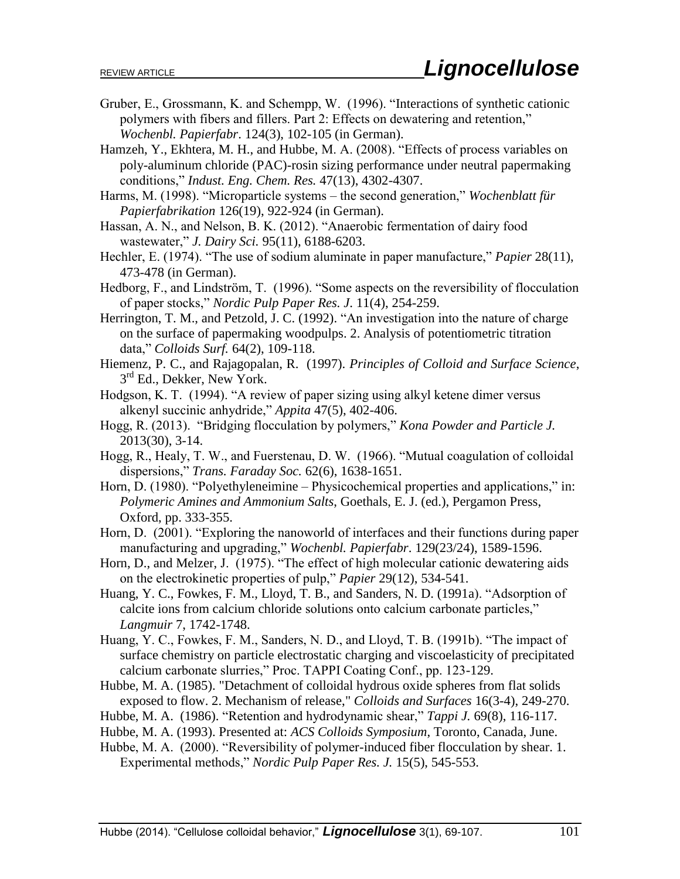Gruber, E., Grossmann, K. and Schempp, W. (1996). "Interactions of synthetic cationic polymers with fibers and fillers. Part 2: Effects on dewatering and retention," *Wochenbl. Papierfabr*. 124(3), 102-105 (in German).

Hamzeh, Y., Ekhtera, M. H., and Hubbe, M. A. (2008). "Effects of process variables on poly-aluminum chloride (PAC)-rosin sizing performance under neutral papermaking conditions," *Indust. Eng. Chem. Res.* 47(13), 4302-4307.

Harms, M. (1998). "Microparticle systems – the second generation," *Wochenblatt für Papierfabrikation* 126(19), 922-924 (in German).

Hassan, A. N., and Nelson, B. K. (2012). "Anaerobic fermentation of dairy food wastewater," *J. Dairy Sci.* 95(11), 6188-6203.

Hechler, E. (1974). "The use of sodium aluminate in paper manufacture," *Papier* 28(11), 473-478 (in German).

Hedborg, F., and Lindström, T. (1996). "Some aspects on the reversibility of flocculation of paper stocks," *Nordic Pulp Paper Res. J*. 11(4), 254-259.

Herrington, T. M., and Petzold, J. C. (1992). "An investigation into the nature of charge on the surface of papermaking woodpulps. 2. Analysis of potentiometric titration data," *Colloids Surf.* 64(2), 109-118.

Hiemenz, P. C., and Rajagopalan, R. (1997). *Principles of Colloid and Surface Science*, 3rd Ed., Dekker, New York.

Hodgson, K. T. (1994). "A review of paper sizing using alkyl ketene dimer versus alkenyl succinic anhydride," *Appita* 47(5), 402-406.

Hogg, R. (2013). "Bridging flocculation by polymers," *Kona Powder and Particle J.* 2013(30), 3-14.

Hogg, R., Healy, T. W., and Fuerstenau, D. W. (1966). "Mutual coagulation of colloidal dispersions," *Trans. Faraday Soc.* 62(6), 1638-1651.

Horn, D. (1980). "Polyethyleneimine – Physicochemical properties and applications," in: *Polymeric Amines and Ammonium Salts*, Goethals, E. J. (ed.), Pergamon Press, Oxford, pp. 333-355.

Horn, D. (2001). "Exploring the nanoworld of interfaces and their functions during paper manufacturing and upgrading," *Wochenbl. Papierfabr*. 129(23/24), 1589-1596.

Horn, D., and Melzer, J. (1975). "The effect of high molecular cationic dewatering aids on the electrokinetic properties of pulp," *Papier* 29(12), 534-541.

Huang, Y. C., Fowkes, F. M., Lloyd, T. B., and Sanders, N. D. (1991a). "Adsorption of calcite ions from calcium chloride solutions onto calcium carbonate particles," *Langmuir* 7, 1742-1748.

Huang, Y. C., Fowkes, F. M., Sanders, N. D., and Lloyd, T. B. (1991b). "The impact of surface chemistry on particle electrostatic charging and viscoelasticity of precipitated calcium carbonate slurries," Proc. TAPPI Coating Conf., pp. 123-129.

Hubbe, M. A. (1985). "Detachment of colloidal hydrous oxide spheres from flat solids exposed to flow. 2. Mechanism of release," *Colloids and Surfaces* 16(3-4), 249-270.

Hubbe, M. A. (1986). "Retention and hydrodynamic shear," *Tappi J.* 69(8), 116-117.

Hubbe, M. A. (1993). Presented at: *ACS Colloids Symposium*, Toronto, Canada, June.

Hubbe, M. A. (2000). "Reversibility of polymer-induced fiber flocculation by shear. 1. Experimental methods," *Nordic Pulp Paper Res. J.* 15(5), 545-553.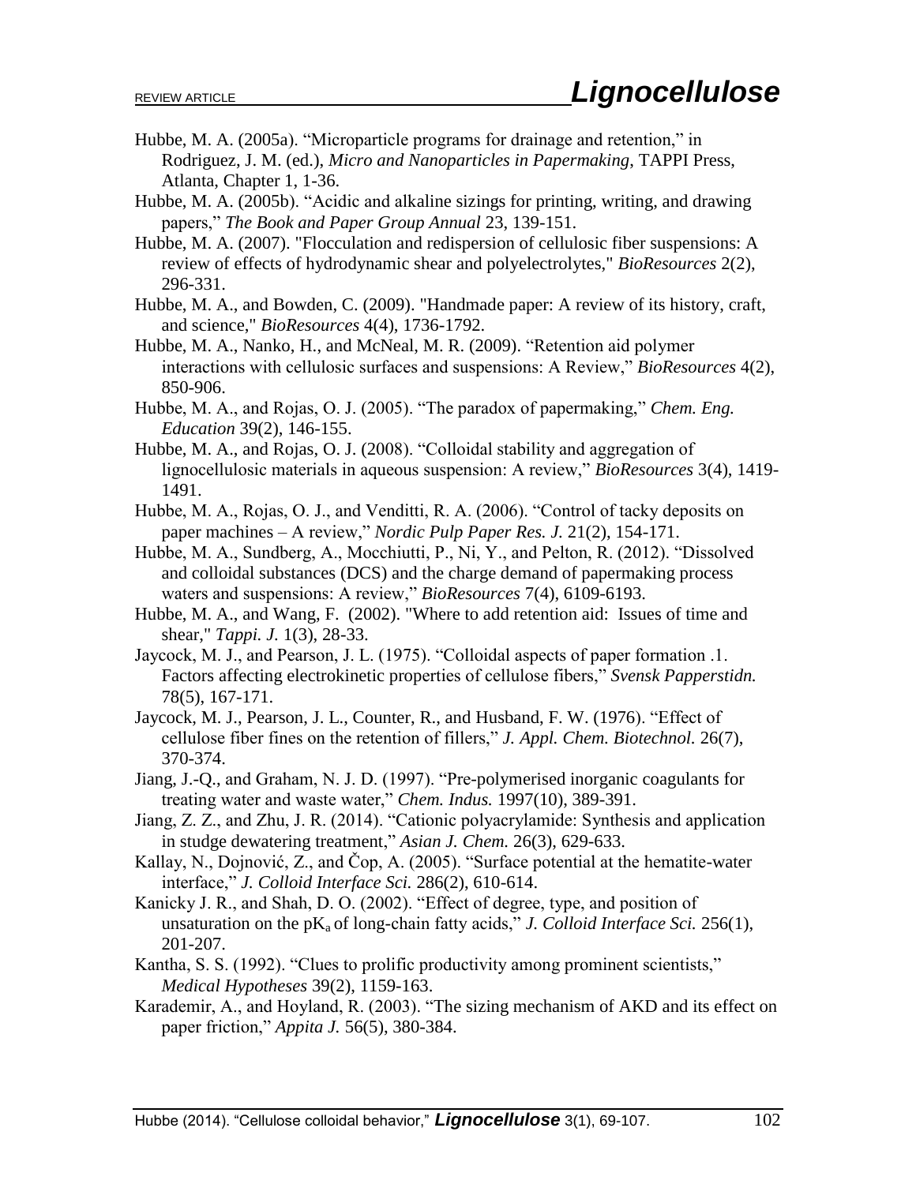Hubbe, M. A. (2005a). "Microparticle programs for drainage and retention," in Rodriguez, J. M. (ed.), *Micro and Nanoparticles in Papermaking*, TAPPI Press, Atlanta, Chapter 1, 1-36.

Hubbe, M. A. (2005b). "Acidic and alkaline sizings for printing, writing, and drawing papers," *The Book and Paper Group Annual* 23, 139-151.

Hubbe, M. A. (2007). "Flocculation and redispersion of cellulosic fiber suspensions: A review of effects of hydrodynamic shear and polyelectrolytes," *BioResources* 2(2), 296-331.

Hubbe, M. A., and Bowden, C. (2009). "Handmade paper: A review of its history, craft, and science," *BioResources* 4(4), 1736-1792.

Hubbe, M. A., Nanko, H., and McNeal, M. R. (2009). "Retention aid polymer interactions with cellulosic surfaces and suspensions: A Review," *BioResources* 4(2), 850-906.

Hubbe, M. A., and Rojas, O. J. (2005). "The paradox of papermaking," *Chem. Eng. Education* 39(2), 146-155.

Hubbe, M. A., and Rojas, O. J. (2008). "Colloidal stability and aggregation of lignocellulosic materials in aqueous suspension: A review," *BioResources* 3(4), 1419-1491.

Hubbe, M. A., Rojas, O. J., and Venditti, R. A. (2006). "Control of tacky deposits on paper machines – A review," *Nordic Pulp Paper Res. J.* 21(2), 154-171.

Hubbe, M. A., Sundberg, A., Mocchiutti, P., Ni, Y., and Pelton, R. (2012). "Dissolved and colloidal substances (DCS) and the charge demand of papermaking process waters and suspensions: A review," *BioResources* 7(4), 6109-6193.

Hubbe, M. A., and Wang, F. (2002). "Where to add retention aid: Issues of time and shear," *Tappi. J.* 1(3), 28-33.

Jaycock, M. J., and Pearson, J. L. (1975). "Colloidal aspects of paper formation .1. Factors affecting electrokinetic properties of cellulose fibers," *Svensk Papperstidn.* 78(5), 167-171.

Jaycock, M. J., Pearson, J. L., Counter, R., and Husband, F. W. (1976). "Effect of cellulose fiber fines on the retention of fillers," *J. Appl. Chem. Biotechnol.* 26(7), 370-374.

Jiang, J.-Q., and Graham, N. J. D. (1997). "Pre-polymerised inorganic coagulants for treating water and waste water," *Chem. Indus.* 1997(10), 389-391.

Jiang, Z. Z., and Zhu, J. R. (2014). "Cationic polyacrylamide: Synthesis and application in studge dewatering treatment," *Asian J. Chem.* 26(3), 629-633.

Kallay, N., Dojnović, Z., and Čop, A. (2005). "Surface potential at the hematite-water interface," *J. Colloid Interface Sci.* 286(2), 610-614.

Kanicky J. R., and Shah, D. O. (2002). "Effect of degree, type, and position of unsaturation on the $pK_a$ of long-chain fatty acids," *J. Colloid Interface Sci.* 256(1), 201-207.

Kantha, S. S. (1992). "Clues to prolific productivity among prominent scientists," *Medical Hypotheses* 39(2), 1159-163.

Karademir, A., and Hoyland, R. (2003). "The sizing mechanism of AKD and its effect on paper friction," *Appita J.* 56(5), 380-384.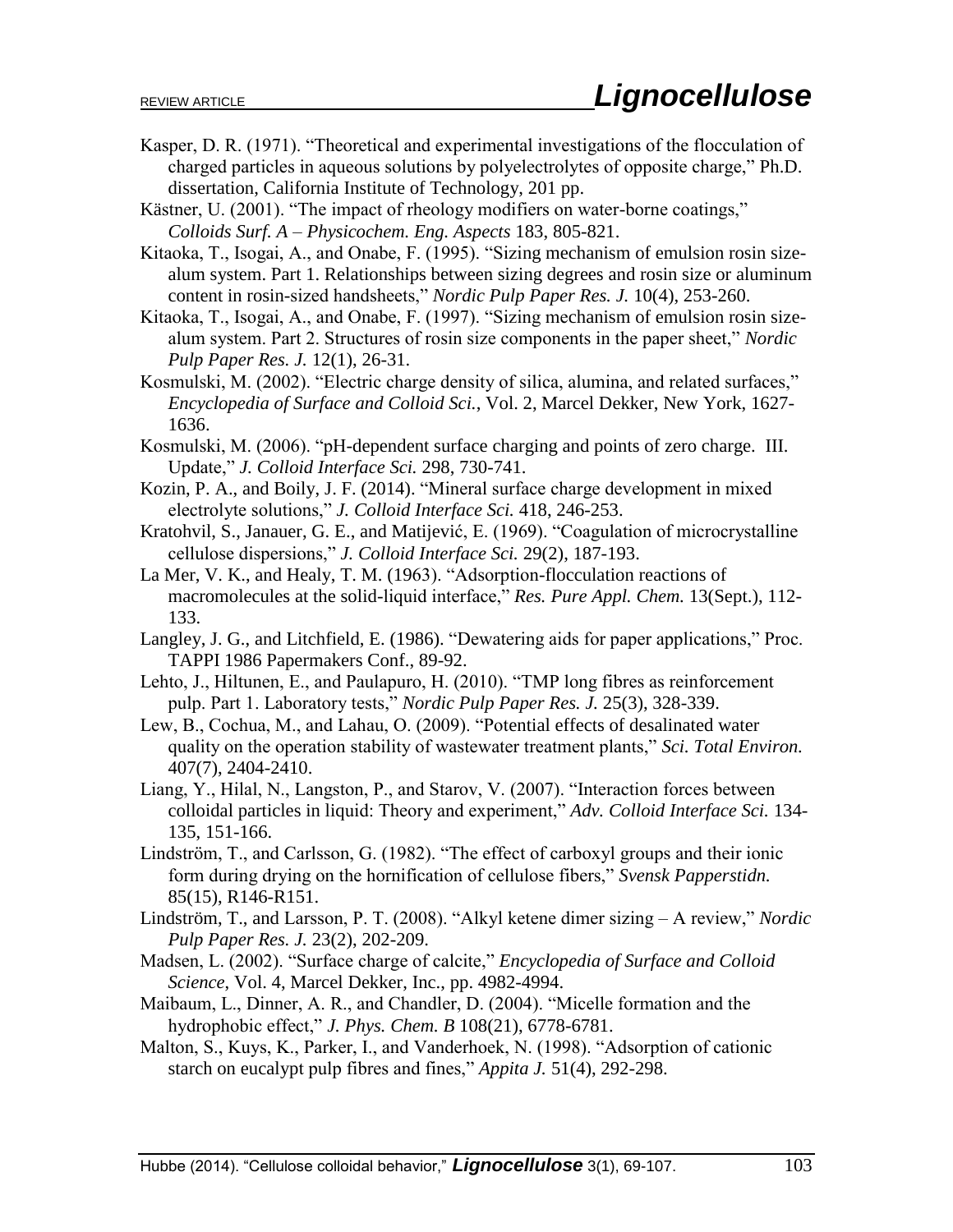Kasper, D. R. (1971). "Theoretical and experimental investigations of the flocculation of charged particles in aqueous solutions by polyelectrolytes of opposite charge," Ph.D. dissertation, California Institute of Technology, 201 pp.

Kästner, U. (2001). "The impact of rheology modifiers on water-borne coatings," *Colloids Surf. A – Physicochem. Eng. Aspects* 183, 805-821.

Kitaoka, T., Isogai, A., and Onabe, F. (1995). "Sizing mechanism of emulsion rosin size-alum system. Part 1. Relationships between sizing degrees and rosin size or aluminum content in rosin-sized handsheets," *Nordic Pulp Paper Res. J.* 10(4), 253-260.

Kitaoka, T., Isogai, A., and Onabe, F. (1997). "Sizing mechanism of emulsion rosin size-alum system. Part 2. Structures of rosin size components in the paper sheet," *Nordic Pulp Paper Res. J.* 12(1), 26-31.

Kosmulski, M. (2002). "Electric charge density of silica, alumina, and related surfaces," *Encyclopedia of Surface and Colloid Sci.*, Vol. 2, Marcel Dekker, New York, 1627-1636.

Kosmulski, M. (2006). "pH-dependent surface charging and points of zero charge. III. Update," *J. Colloid Interface Sci.* 298, 730-741.

Kozin, P. A., and Boily, J. F. (2014). "Mineral surface charge development in mixed electrolyte solutions," *J. Colloid Interface Sci.* 418, 246-253.

Kratohvil, S., Janauer, G. E., and Matijević, E. (1969). "Coagulation of microcrystalline cellulose dispersions," *J. Colloid Interface Sci.* 29(2), 187-193.

La Mer, V. K., and Healy, T. M. (1963). "Adsorption-flocculation reactions of macromolecules at the solid-liquid interface," *Res. Pure Appl. Chem.* 13(Sept.), 112-133.

Langley, J. G., and Litchfield, E. (1986). "Dewatering aids for paper applications," Proc. TAPPI 1986 Papermakers Conf., 89-92.

Lehto, J., Hiltunen, E., and Paulapuro, H. (2010). "TMP long fibres as reinforcement pulp. Part 1. Laboratory tests," *Nordic Pulp Paper Res. J.* 25(3), 328-339.

Lew, B., Cochua, M., and Lahau, O. (2009). "Potential effects of desalinated water quality on the operation stability of wastewater treatment plants," *Sci. Total Environ.* 407(7), 2404-2410.

Liang, Y., Hilal, N., Langston, P., and Starov, V. (2007). "Interaction forces between colloidal particles in liquid: Theory and experiment," *Adv. Colloid Interface Sci.* 134-135, 151-166.

Lindström, T., and Carlsson, G. (1982). "The effect of carboxyl groups and their ionic form during drying on the hornification of cellulose fibers," *Svensk Papperstidn.* 85(15), R146-R151.

Lindström, T., and Larsson, P. T. (2008). "Alkyl ketene dimer sizing – A review," *Nordic Pulp Paper Res. J.* 23(2), 202-209.

Madsen, L. (2002). "Surface charge of calcite," *Encyclopedia of Surface and Colloid Science*, Vol. 4, Marcel Dekker, Inc., pp. 4982-4994.

Maibaum, L., Dinner, A. R., and Chandler, D. (2004). "Micelle formation and the hydrophobic effect," *J. Phys. Chem. B* 108(21), 6778-6781.

Malton, S., Kuys, K., Parker, I., and Vanderhoek, N. (1998). "Adsorption of cationic starch on eucalypt pulp fibres and fines," *Appita J.* 51(4), 292-298.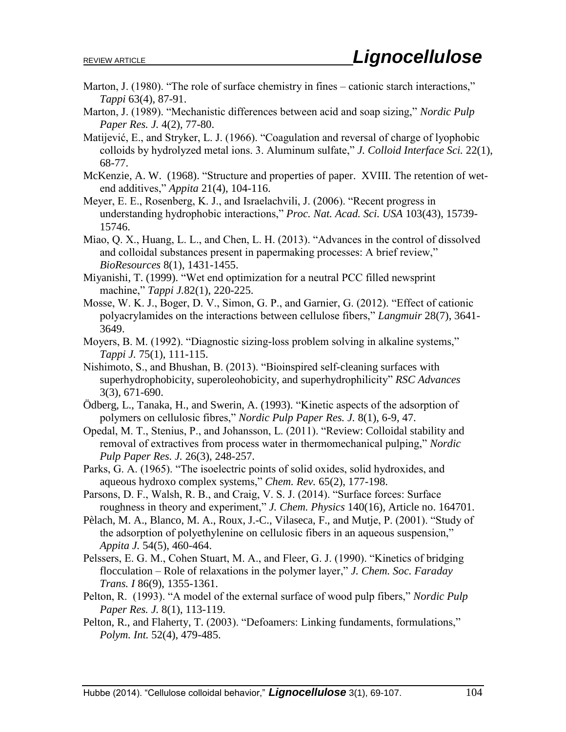Marton, J. (1980). "The role of surface chemistry in fines – cationic starch interactions," *Tappi* 63(4), 87-91.

Marton, J. (1989). "Mechanistic differences between acid and soap sizing," *Nordic Pulp Paper Res. J.* 4(2), 77-80.

Matijević, E., and Stryker, L. J. (1966). "Coagulation and reversal of charge of lyophobic colloids by hydrolyzed metal ions. 3. Aluminum sulfate," *J. Colloid Interface Sci.* 22(1), 68-77.

McKenzie, A. W. (1968). "Structure and properties of paper. XVIII. The retention of wet-end additives," *Appita* 21(4), 104-116.

Meyer, E. E., Rosenberg, K. J., and Israelachvili, J. (2006). "Recent progress in understanding hydrophobic interactions," *Proc. Nat. Acad. Sci. USA* 103(43), 15739-15746.

Miao, Q. X., Huang, L. L., and Chen, L. H. (2013). "Advances in the control of dissolved and colloidal substances present in papermaking processes: A brief review," *BioResources* 8(1), 1431-1455.

Miyanishi, T. (1999). "Wet end optimization for a neutral PCC filled newsprint machine," *Tappi J.*82(1), 220-225.

Mosse, W. K. J., Boger, D. V., Simon, G. P., and Garnier, G. (2012). "Effect of cationic polyacrylamides on the interactions between cellulose fibers," *Langmuir* 28(7), 3641-3649.

Moyers, B. M. (1992). "Diagnostic sizing-loss problem solving in alkaline systems," *Tappi J.* 75(1), 111-115.

Nishimoto, S., and Bhushan, B. (2013). "Bioinspired self-cleaning surfaces with superhydrophobicity, superoleohobicity, and superhydrophilicity" *RSC Advances* 3(3), 671-690.

Ödberg, L., Tanaka, H., and Swerin, A. (1993). "Kinetic aspects of the adsorption of polymers on cellulosic fibres," *Nordic Pulp Paper Res. J.* 8(1), 6-9, 47.

Opedal, M. T., Stenius, P., and Johansson, L. (2011). "Review: Colloidal stability and removal of extractives from process water in thermomechanical pulping," *Nordic Pulp Paper Res. J.* 26(3), 248-257.

Parks, G. A. (1965). "The isoelectric points of solid oxides, solid hydroxides, and aqueous hydroxo complex systems," *Chem. Rev.* 65(2), 177-198.

Parsons, D. F., Walsh, R. B., and Craig, V. S. J. (2014). "Surface forces: Surface roughness in theory and experiment," *J. Chem. Physics* 140(16), Article no. 164701.

Pèlach, M. A., Blanco, M. A., Roux, J.-C., Vilaseca, F., and Mutje, P. (2001). "Study of the adsorption of polyethylenine on cellulosic fibers in an aqueous suspension," *Appita J.* 54(5), 460-464.

Pelssers, E. G. M., Cohen Stuart, M. A., and Fleer, G. J. (1990). "Kinetics of bridging flocculation – Role of relaxations in the polymer layer," *J. Chem. Soc. Faraday Trans. I* 86(9), 1355-1361.

Pelton, R. (1993). "A model of the external surface of wood pulp fibers," *Nordic Pulp Paper Res. J.* 8(1), 113-119.

Pelton, R., and Flaherty, T. (2003). "Defoamers: Linking fundaments, formulations," *Polym. Int.* 52(4), 479-485.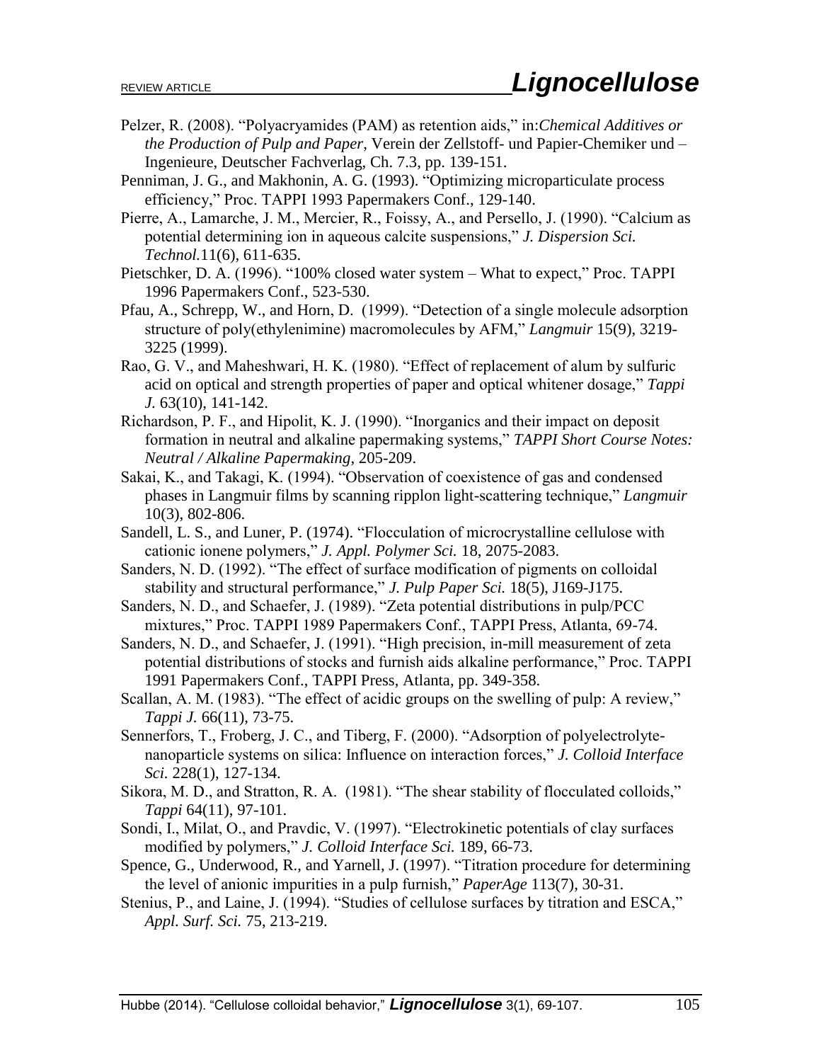Pelzer, R. (2008). "Polyacryamides (PAM) as retention aids," in:*Chemical Additives or the Production of Pulp and Paper*, Verein der Zellstoff- und Papier-Chemiker und – Ingenieure, Deutscher Fachverlag, Ch. 7.3, pp. 139-151.

Penniman, J. G., and Makhonin, A. G. (1993). "Optimizing microparticulate process efficiency," Proc. TAPPI 1993 Papermakers Conf., 129-140.

Pierre, A., Lamarche, J. M., Mercier, R., Foissy, A., and Persello, J. (1990). "Calcium as potential determining ion in aqueous calcite suspensions," *J. Dispersion Sci. Technol.*11(6), 611-635.

Pietschker, D. A. (1996). "100% closed water system – What to expect," Proc. TAPPI 1996 Papermakers Conf., 523-530.

Pfau, A., Schrepp, W., and Horn, D. (1999). "Detection of a single molecule adsorption structure of poly(ethylenimine) macromolecules by AFM," *Langmuir* 15(9), 3219-3225 (1999).

Rao, G. V., and Maheshwari, H. K. (1980). "Effect of replacement of alum by sulfuric acid on optical and strength properties of paper and optical whitener dosage," *Tappi J.* 63(10), 141-142.

Richardson, P. F., and Hipolit, K. J. (1990). "Inorganics and their impact on deposit formation in neutral and alkaline papermaking systems," *TAPPI Short Course Notes: Neutral / Alkaline Papermaking*, 205-209.

Sakai, K., and Takagi, K. (1994). "Observation of coexistence of gas and condensed phases in Langmuir films by scanning ripplon light-scattering technique," *Langmuir* 10(3), 802-806.

Sandell, L. S., and Luner, P. (1974). "Flocculation of microcrystalline cellulose with cationic ionene polymers," *J. Appl. Polymer Sci.* 18, 2075-2083.

Sanders, N. D. (1992). "The effect of surface modification of pigments on colloidal stability and structural performance," *J. Pulp Paper Sci.* 18(5), J169-J175.

Sanders, N. D., and Schaefer, J. (1989). "Zeta potential distributions in pulp/PCC mixtures," Proc. TAPPI 1989 Papermakers Conf., TAPPI Press, Atlanta, 69-74.

Sanders, N. D., and Schaefer, J. (1991). "High precision, in-mill measurement of zeta potential distributions of stocks and furnish aids alkaline performance," Proc. TAPPI 1991 Papermakers Conf., TAPPI Press, Atlanta, pp. 349-358.

Scallan, A. M. (1983). "The effect of acidic groups on the swelling of pulp: A review," *Tappi J.* 66(11), 73-75.

Sennerfors, T., Froberg, J. C., and Tiberg, F. (2000). "Adsorption of polyelectrolyte-nanoparticle systems on silica: Influence on interaction forces," *J. Colloid Interface Sci.* 228(1), 127-134.

Sikora, M. D., and Stratton, R. A. (1981). "The shear stability of flocculated colloids," *Tappi* 64(11), 97-101.

Sondi, I., Milat, O., and Pravdic, V. (1997). "Electrokinetic potentials of clay surfaces modified by polymers," *J. Colloid Interface Sci.* 189, 66-73.

Spence, G., Underwood, R., and Yarnell, J. (1997). "Titration procedure for determining the level of anionic impurities in a pulp furnish," *PaperAge* 113(7), 30-31.

Stenius, P., and Laine, J. (1994). "Studies of cellulose surfaces by titration and ESCA," *Appl. Surf. Sci.* 75, 213-219.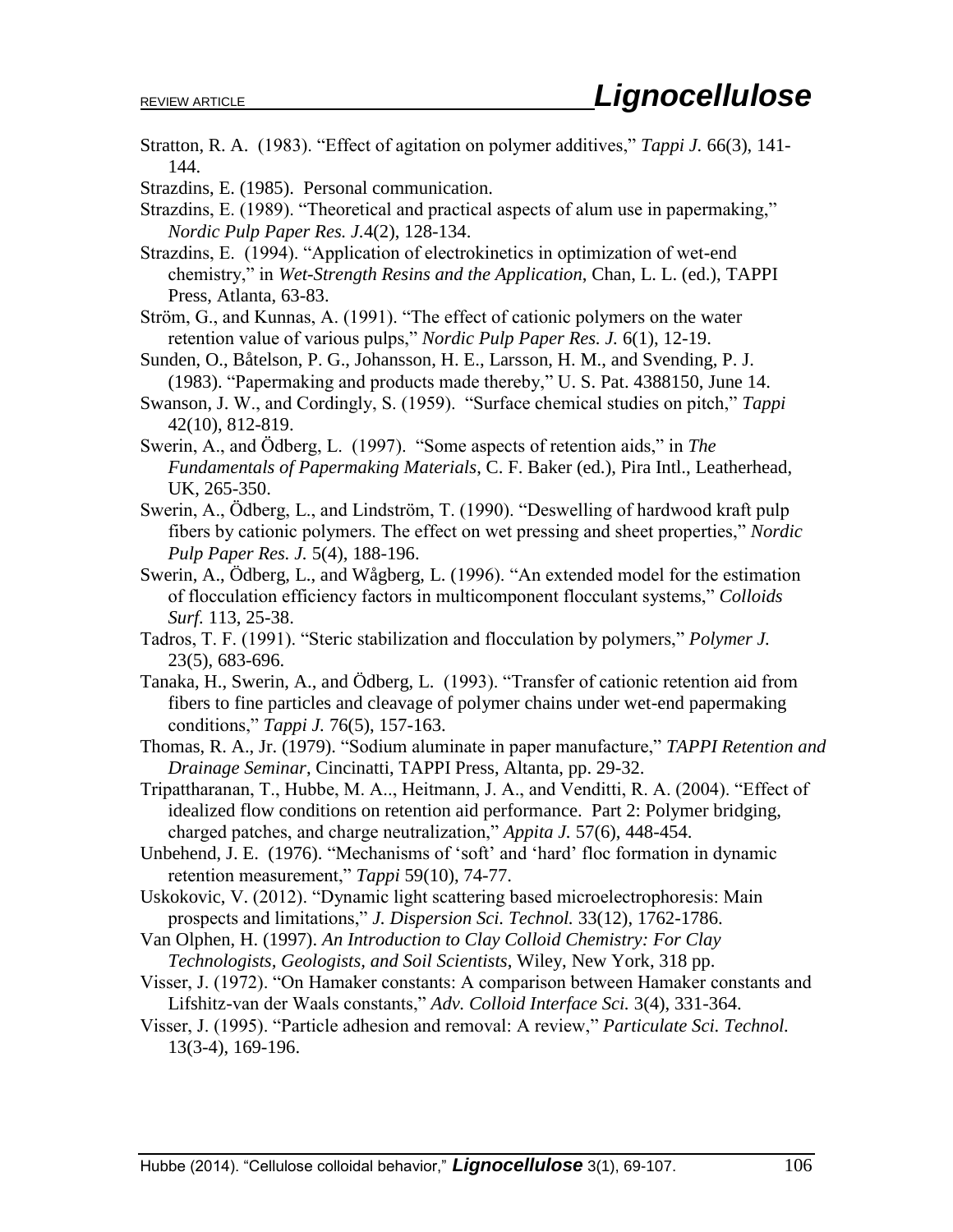Stratton, R. A. (1983). "Effect of agitation on polymer additives," *Tappi J.* 66(3), 141-144.

Strazdins, E. (1985). Personal communication.

Strazdins, E. (1989). "Theoretical and practical aspects of alum use in papermaking," *Nordic Pulp Paper Res. J.*4(2), 128-134.

Strazdins, E. (1994). "Application of electrokinetics in optimization of wet-end chemistry," in *Wet-Strength Resins and the Application*, Chan, L. L. (ed.), TAPPI Press, Atlanta, 63-83.

Ström, G., and Kunnas, A. (1991). "The effect of cationic polymers on the water retention value of various pulps," *Nordic Pulp Paper Res. J.* 6(1), 12-19.

Sunden, O., Båtelson, P. G., Johansson, H. E., Larsson, H. M., and Svending, P. J. (1983). "Papermaking and products made thereby," U. S. Pat. 4388150, June 14.

Swanson, J. W., and Cordingly, S. (1959). "Surface chemical studies on pitch," *Tappi* 42(10), 812-819.

Swerin, A., and Ödberg, L. (1997). "Some aspects of retention aids," in *The Fundamentals of Papermaking Materials*, C. F. Baker (ed.), Pira Intl., Leatherhead, UK, 265-350.

Swerin, A., Ödberg, L., and Lindström, T. (1990). "Deswelling of hardwood kraft pulp fibers by cationic polymers. The effect on wet pressing and sheet properties," *Nordic Pulp Paper Res. J.* 5(4), 188-196.

Swerin, A., Ödberg, L., and Wågberg, L. (1996). "An extended model for the estimation of flocculation efficiency factors in multicomponent flocculant systems," *Colloids Surf.* 113, 25-38.

Tadros, T. F. (1991). "Steric stabilization and flocculation by polymers," *Polymer J.* 23(5), 683-696.

Tanaka, H., Swerin, A., and Ödberg, L. (1993). "Transfer of cationic retention aid from fibers to fine particles and cleavage of polymer chains under wet-end papermaking conditions," *Tappi J.* 76(5), 157-163.

Thomas, R. A., Jr. (1979). "Sodium aluminate in paper manufacture," *TAPPI Retention and Drainage Seminar*, Cincinatti, TAPPI Press, Altanta, pp. 29-32.

Tripattharanan, T., Hubbe, M. A.., Heitmann, J. A., and Venditti, R. A. (2004). "Effect of idealized flow conditions on retention aid performance. Part 2: Polymer bridging, charged patches, and charge neutralization," *Appita J.* 57(6), 448-454.

Unbehend, J. E. (1976). "Mechanisms of 'soft' and 'hard' floc formation in dynamic retention measurement," *Tappi* 59(10), 74-77.

Uskokovic, V. (2012). "Dynamic light scattering based microelectrophoresis: Main prospects and limitations," *J. Dispersion Sci. Technol.* 33(12), 1762-1786.

Van Olphen, H. (1997). *An Introduction to Clay Colloid Chemistry: For Clay Technologists, Geologists, and Soil Scientists*, Wiley, New York, 318 pp.

Visser, J. (1972). "On Hamaker constants: A comparison between Hamaker constants and Lifshitz-van der Waals constants," *Adv. Colloid Interface Sci.* 3(4), 331-364.

Visser, J. (1995). "Particle adhesion and removal: A review," *Particulate Sci. Technol.* 13(3-4), 169-196.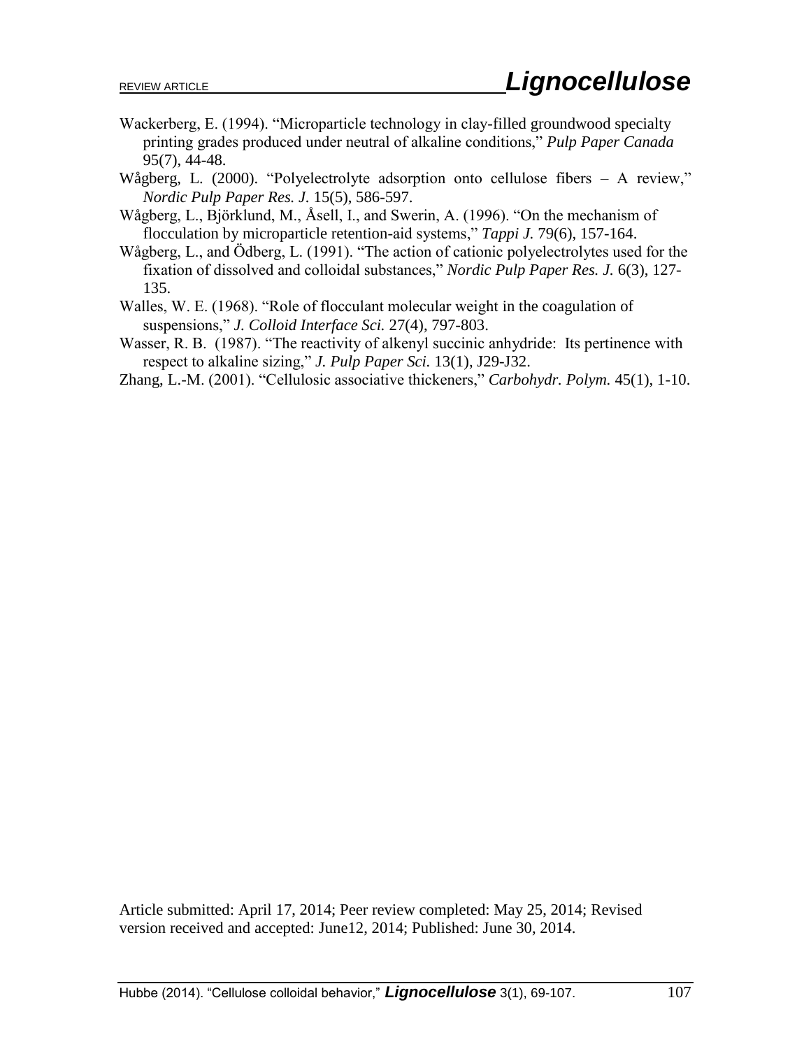Wackerberg, E. (1994). "Microparticle technology in clay-filled groundwood specialty printing grades produced under neutral of alkaline conditions," *Pulp Paper Canada* 95(7), 44-48.

Wågberg, L. (2000). "Polyelectrolyte adsorption onto cellulose fibers – A review," *Nordic Pulp Paper Res. J.* 15(5), 586-597.

Wågberg, L., Björklund, M., Åsell, I., and Swerin, A. (1996). "On the mechanism of flocculation by microparticle retention-aid systems," *Tappi J.* 79(6), 157-164.

Wågberg, L., and Ödberg, L. (1991). "The action of cationic polyelectrolytes used for the fixation of dissolved and colloidal substances," *Nordic Pulp Paper Res. J.* 6(3), 127-135.

Walles, W. E. (1968). "Role of flocculant molecular weight in the coagulation of suspensions," *J. Colloid Interface Sci.* 27(4), 797-803.

Wasser, R. B. (1987). "The reactivity of alkenyl succinic anhydride: Its pertinence with respect to alkaline sizing," *J. Pulp Paper Sci.* 13(1), J29-J32.

Zhang, L.-M. (2001). "Cellulosic associative thickeners," *Carbohydr. Polym.* 45(1), 1-10.

Article submitted: April 17, 2014; Peer review completed: May 25, 2014; Revised version received and accepted: June12, 2014; Published: June 30, 2014.